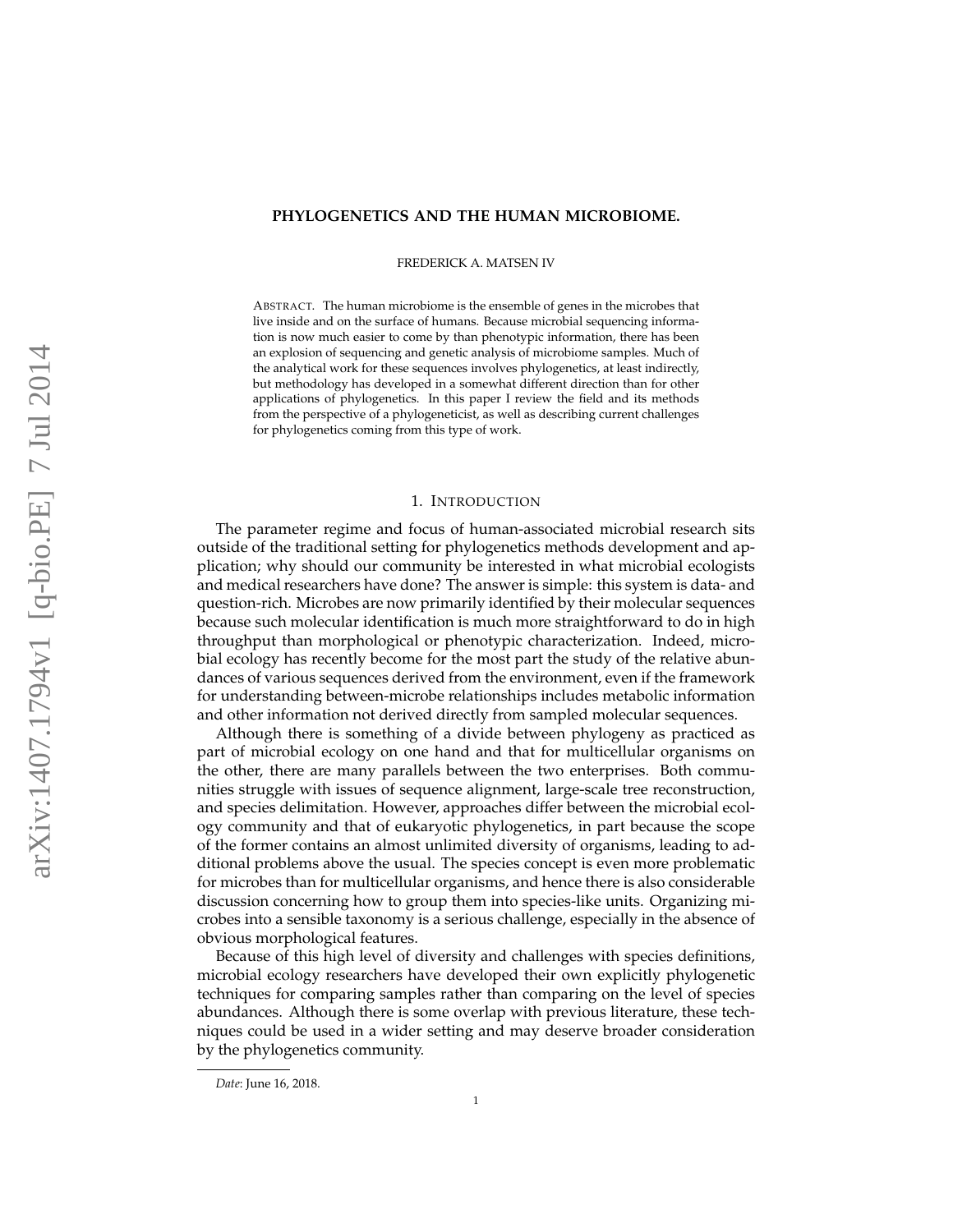# PHYLOGENETICS AND THE HUMAN MICROBIOME.

FREDERICK A. MATSEN IV

ABSTRACT. The human microbiome is the ensemble of genes in the microbes that live inside and on the surface of humans. Because microbial sequencing information is now much easier to come by than phenotypic information, there has been an explosion of sequencing and genetic analysis of microbiome samples. Much of the analytical work for these sequences involves phylogenetics, at least indirectly, but methodology has developed in a somewhat different direction than for other applications of phylogenetics. In this paper I review the field and its methods from the perspective of a phylogeneticist, as well as describing current challenges for phylogenetics coming from this type of work.

## 1. INTRODUCTION

The parameter regime and focus of human-associated microbial research sits outside of the traditional setting for phylogenetics methods development and application; why should our community be interested in what microbial ecologists and medical researchers have done? The answer is simple: this system is data- and question-rich. Microbes are now primarily identified by their molecular sequences because such molecular identification is much more straightforward to do in high throughput than morphological or phenotypic characterization. Indeed, microbial ecology has recently become for the most part the study of the relative abundances of various sequences derived from the environment, even if the framework for understanding between-microbe relationships includes metabolic information and other information not derived directly from sampled molecular sequences.

Although there is something of a divide between phylogeny as practiced as part of microbial ecology on one hand and that for multicellular organisms on the other, there are many parallels between the two enterprises. Both communities struggle with issues of sequence alignment, large-scale tree reconstruction, and species delimitation. However, approaches differ between the microbial ecology community and that of eukaryotic phylogenetics, in part because the scope of the former contains an almost unlimited diversity of organisms, leading to additional problems above the usual. The species concept is even more problematic for microbes than for multicellular organisms, and hence there is also considerable discussion concerning how to group them into species-like units. Organizing microbes into a sensible taxonomy is a serious challenge, especially in the absence of obvious morphological features.

Because of this high level of diversity and challenges with species definitions, microbial ecology researchers have developed their own explicitly phylogenetic techniques for comparing samples rather than comparing on the level of species abundances. Although there is some overlap with previous literature, these techniques could be used in a wider setting and may deserve broader consideration by the phylogenetics community.

*Date*: June 16, 2018.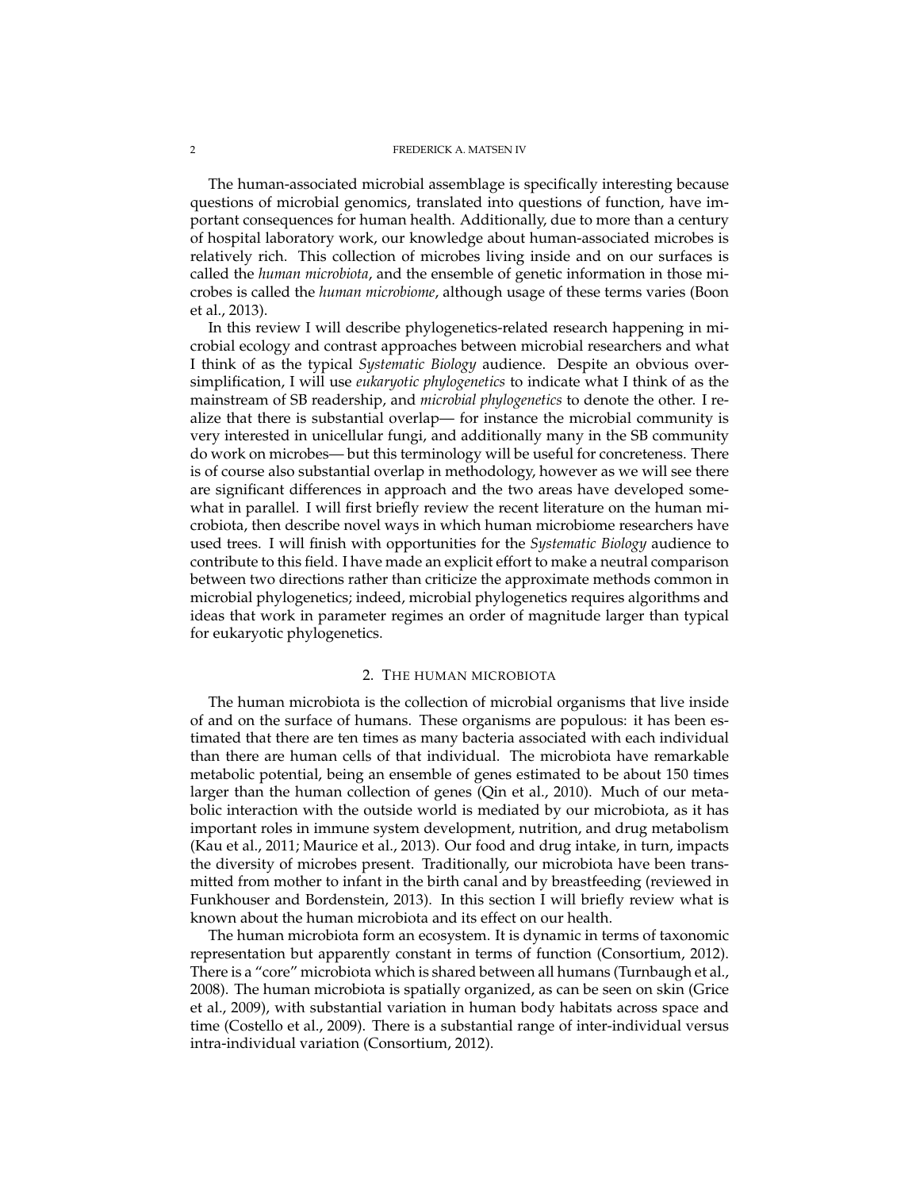The human-associated microbial assemblage is specifically interesting because questions of microbial genomics, translated into questions of function, have important consequences for human health. Additionally, due to more than a century of hospital laboratory work, our knowledge about human-associated microbes is relatively rich. This collection of microbes living inside and on our surfaces is called the *human microbiota*, and the ensemble of genetic information in those microbes is called the *human microbiome*, although usage of these terms varies (Boon et al., 2013).

In this review I will describe phylogenetics-related research happening in microbial ecology and contrast approaches between microbial researchers and what I think of as the typical *Systematic Biology* audience. Despite an obvious oversimplification, I will use *eukaryotic phylogenetics* to indicate what I think of as the mainstream of SB readership, and *microbial phylogenetics* to denote the other. I realize that there is substantial overlap— for instance the microbial community is very interested in unicellular fungi, and additionally many in the SB community do work on microbes— but this terminology will be useful for concreteness. There is of course also substantial overlap in methodology, however as we will see there are significant differences in approach and the two areas have developed somewhat in parallel. I will first briefly review the recent literature on the human microbiota, then describe novel ways in which human microbiome researchers have used trees. I will finish with opportunities for the *Systematic Biology* audience to contribute to this field. I have made an explicit effort to make a neutral comparison between two directions rather than criticize the approximate methods common in microbial phylogenetics; indeed, microbial phylogenetics requires algorithms and ideas that work in parameter regimes an order of magnitude larger than typical for eukaryotic phylogenetics.

## 2. The human microbiota

The human microbiota is the collection of microbial organisms that live inside of and on the surface of humans. These organisms are populous: it has been estimated that there are ten times as many bacteria associated with each individual than there are human cells of that individual. The microbiota have remarkable metabolic potential, being an ensemble of genes estimated to be about 150 times larger than the human collection of genes (Qin et al., 2010). Much of our metabolic interaction with the outside world is mediated by our microbiota, as it has important roles in immune system development, nutrition, and drug metabolism (Kau et al., 2011; Maurice et al., 2013). Our food and drug intake, in turn, impacts the diversity of microbes present. Traditionally, our microbiota have been transmitted from mother to infant in the birth canal and by breastfeeding (reviewed in Funkhouser and Bordenstein, 2013). In this section I will briefly review what is known about the human microbiota and its effect on our health.

The human microbiota form an ecosystem. It is dynamic in terms of taxonomic representation but apparently constant in terms of function (Consortium, 2012). There is a "core" microbiota which is shared between all humans (Turnbaugh et al., 2008). The human microbiota is spatially organized, as can be seen on skin (Grice et al., 2009), with substantial variation in human body habitats across space and time (Costello et al., 2009). There is a substantial range of inter-individual versus intra-individual variation (Consortium, 2012).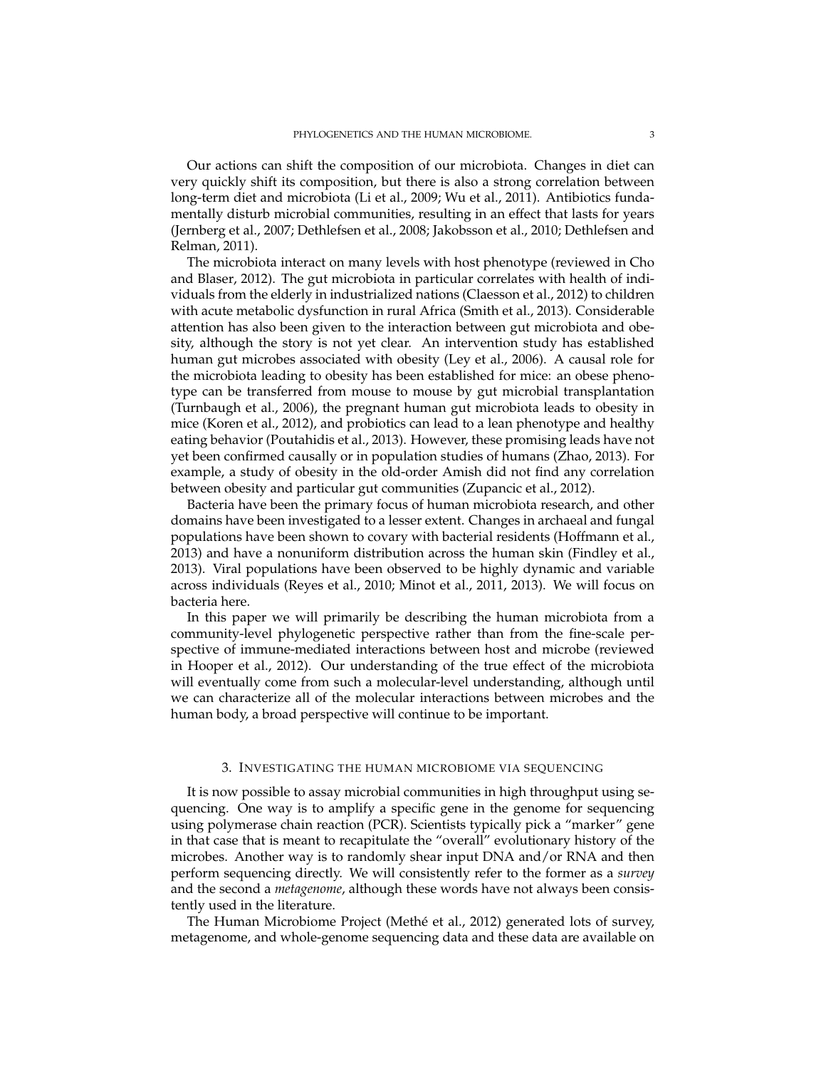Our actions can shift the composition of our microbiota. Changes in diet can very quickly shift its composition, but there is also a strong correlation between long-term diet and microbiota (Li et al., 2009; Wu et al., 2011). Antibiotics fundamentally disturb microbial communities, resulting in an effect that lasts for years (Jernberg et al., 2007; Dethlefsen et al., 2008; Jakobsson et al., 2010; Dethlefsen and Relman, 2011).

The microbiota interact on many levels with host phenotype (reviewed in Cho and Blaser, 2012). The gut microbiota in particular correlates with health of individuals from the elderly in industrialized nations (Claesson et al., 2012) to children with acute metabolic dysfunction in rural Africa (Smith et al., 2013). Considerable attention has also been given to the interaction between gut microbiota and obesity, although the story is not yet clear. An intervention study has established human gut microbes associated with obesity (Ley et al., 2006). A causal role for the microbiota leading to obesity has been established for mice: an obese phenotype can be transferred from mouse to mouse by gut microbial transplantation (Turnbaugh et al., 2006), the pregnant human gut microbiota leads to obesity in mice (Koren et al., 2012), and probiotics can lead to a lean phenotype and healthy eating behavior (Poutahidis et al., 2013). However, these promising leads have not yet been confirmed causally or in population studies of humans (Zhao, 2013). For example, a study of obesity in the old-order Amish did not find any correlation between obesity and particular gut communities (Zupancic et al., 2012).

Bacteria have been the primary focus of human microbiota research, and other domains have been investigated to a lesser extent. Changes in archaeal and fungal populations have been shown to covary with bacterial residents (Hoffmann et al., 2013) and have a nonuniform distribution across the human skin (Findley et al., 2013). Viral populations have been observed to be highly dynamic and variable across individuals (Reyes et al., 2010; Minot et al., 2011, 2013). We will focus on bacteria here.

In this paper we will primarily be describing the human microbiota from a community-level phylogenetic perspective rather than from the fine-scale perspective of immune-mediated interactions between host and microbe (reviewed in Hooper et al., 2012). Our understanding of the true effect of the microbiota will eventually come from such a molecular-level understanding, although until we can characterize all of the molecular interactions between microbes and the human body, a broad perspective will continue to be important.

## 3. Investigating the human microbiome via sequencing

It is now possible to assay microbial communities in high throughput using sequencing. One way is to amplify a specific gene in the genome for sequencing using polymerase chain reaction (PCR). Scientists typically pick a "marker" gene in that case that is meant to recapitulate the "overall" evolutionary history of the microbes. Another way is to randomly shear input DNA and/or RNA and then perform sequencing directly. We will consistently refer to the former as a *survey* and the second a *metagenome*, although these words have not always been consistently used in the literature.

The Human Microbiome Project (Methé et al., 2012) generated lots of survey, metagenome, and whole-genome sequencing data and these data are available on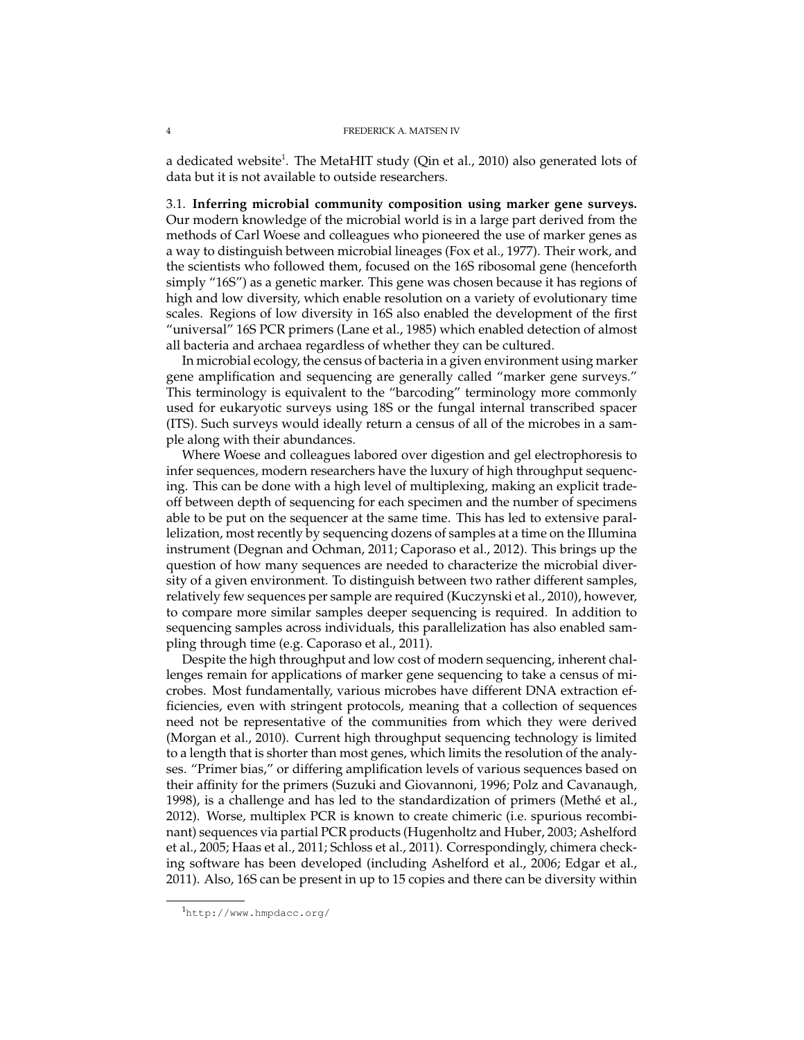a dedicated website[1]. The MetaHIT study (Qin et al., 2010) also generated lots of data but it is not available to outside researchers.

### 3.1. Inferring microbial community composition using marker gene surveys.

Our modern knowledge of the microbial world is in a large part derived from the methods of Carl Woese and colleagues who pioneered the use of marker genes as a way to distinguish between microbial lineages (Fox et al., 1977). Their work, and the scientists who followed them, focused on the 16S ribosomal gene (henceforth simply "16S") as a genetic marker. This gene was chosen because it has regions of high and low diversity, which enable resolution on a variety of evolutionary time scales. Regions of low diversity in 16S also enabled the development of the first "universal" 16S PCR primers (Lane et al., 1985) which enabled detection of almost all bacteria and archaea regardless of whether they can be cultured.

In microbial ecology, the census of bacteria in a given environment using marker gene amplification and sequencing are generally called "marker gene surveys." This terminology is equivalent to the "barcoding" terminology more commonly used for eukaryotic surveys using 18S or the fungal internal transcribed spacer (ITS). Such surveys would ideally return a census of all of the microbes in a sample along with their abundances.

Where Woese and colleagues labored over digestion and gel electrophoresis to infer sequences, modern researchers have the luxury of high throughput sequencing. This can be done with a high level of multiplexing, making an explicit tradeoff between depth of sequencing for each specimen and the number of specimens able to be put on the sequencer at the same time. This has led to extensive parallelization, most recently by sequencing dozens of samples at a time on the Illumina instrument (Degnan and Ochman, 2011; Caporaso et al., 2012). This brings up the question of how many sequences are needed to characterize the microbial diversity of a given environment. To distinguish between two rather different samples, relatively few sequences per sample are required (Kuczynski et al., 2010), however, to compare more similar samples deeper sequencing is required. In addition to sequencing samples across individuals, this parallelization has also enabled sampling through time (e.g. Caporaso et al., 2011).

Despite the high throughput and low cost of modern sequencing, inherent challenges remain for applications of marker gene sequencing to take a census of microbes. Most fundamentally, various microbes have different DNA extraction efficiencies, even with stringent protocols, meaning that a collection of sequences need not be representative of the communities from which they were derived (Morgan et al., 2010). Current high throughput sequencing technology is limited to a length that is shorter than most genes, which limits the resolution of the analyses. "Primer bias," or differing amplification levels of various sequences based on their affinity for the primers (Suzuki and Giovannoni, 1996; Polz and Cavanaugh, 1998), is a challenge and has led to the standardization of primers (Methé et al., 2012). Worse, multiplex PCR is known to create chimeric (i.e. spurious recombinant) sequences via partial PCR products (Hugenholtz and Huber, 2003; Ashelford et al., 2005; Haas et al., 2011; Schloss et al., 2011). Correspondingly, chimera checking software has been developed (including Ashelford et al., 2006; Edgar et al., 2011). Also, 16S can be present in up to 15 copies and there can be diversity within

[1] http://www.hmpdacc.org/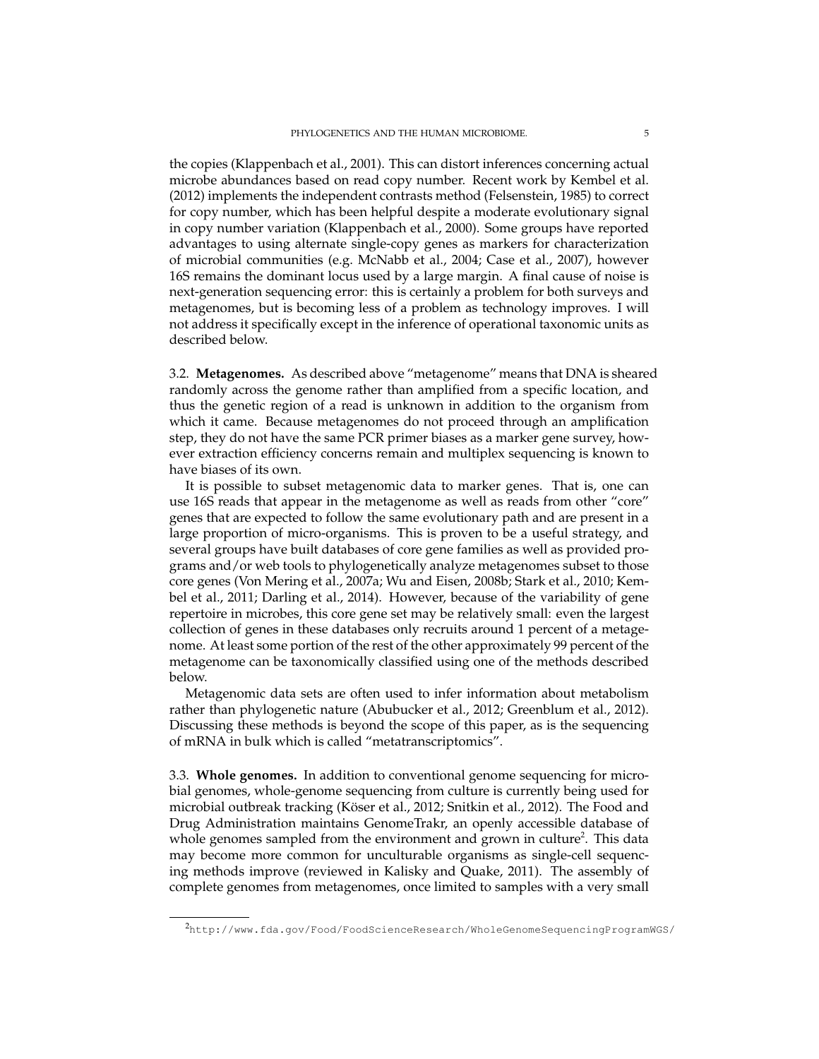the copies (Klappenbach et al., 2001). This can distort inferences concerning actual microbe abundances based on read copy number. Recent work by Kembel et al. (2012) implements the independent contrasts method (Felsenstein, 1985) to correct for copy number, which has been helpful despite a moderate evolutionary signal in copy number variation (Klappenbach et al., 2000). Some groups have reported advantages to using alternate single-copy genes as markers for characterization of microbial communities (e.g. McNabb et al., 2004; Case et al., 2007), however 16S remains the dominant locus used by a large margin. A final cause of noise is next-generation sequencing error: this is certainly a problem for both surveys and metagenomes, but is becoming less of a problem as technology improves. I will not address it specifically except in the inference of operational taxonomic units as described below.

3.2. **Metagenomes.** As described above "metagenome" means that DNA is sheared randomly across the genome rather than amplified from a specific location, and thus the genetic region of a read is unknown in addition to the organism from which it came. Because metagenomes do not proceed through an amplification step, they do not have the same PCR primer biases as a marker gene survey, however extraction efficiency concerns remain and multiplex sequencing is known to have biases of its own.

It is possible to subset metagenomic data to marker genes. That is, one can use 16S reads that appear in the metagenome as well as reads from other "core" genes that are expected to follow the same evolutionary path and are present in a large proportion of micro-organisms. This is proven to be a useful strategy, and several groups have built databases of core gene families as well as provided programs and/or web tools to phylogenetically analyze metagenomes subset to those core genes (Von Mering et al., 2007a; Wu and Eisen, 2008b; Stark et al., 2010; Kembel et al., 2011; Darling et al., 2014). However, because of the variability of gene repertoire in microbes, this core gene set may be relatively small: even the largest collection of genes in these databases only recruits around 1 percent of a metagenome. At least some portion of the rest of the other approximately 99 percent of the metagenome can be taxonomically classified using one of the methods described below.

Metagenomic data sets are often used to infer information about metabolism rather than phylogenetic nature (Abubucker et al., 2012; Greenblum et al., 2012). Discussing these methods is beyond the scope of this paper, as is the sequencing of mRNA in bulk which is called "metatranscriptomics".

3.3. **Whole genomes.** In addition to conventional genome sequencing for microbial genomes, whole-genome sequencing from culture is currently being used for microbial outbreak tracking (Köser et al., 2012; Snitkin et al., 2012). The Food and Drug Administration maintains GenomeTrakr, an openly accessible database of whole genomes sampled from the environment and grown in culture[2]. This data may become more common for unculturable organisms as single-cell sequencing methods improve (reviewed in Kalisky and Quake, 2011). The assembly of complete genomes from metagenomes, once limited to samples with a very small

[2] http://www.fda.gov/Food/FoodScienceResearch/WholeGenomeSequencingProgramWGS/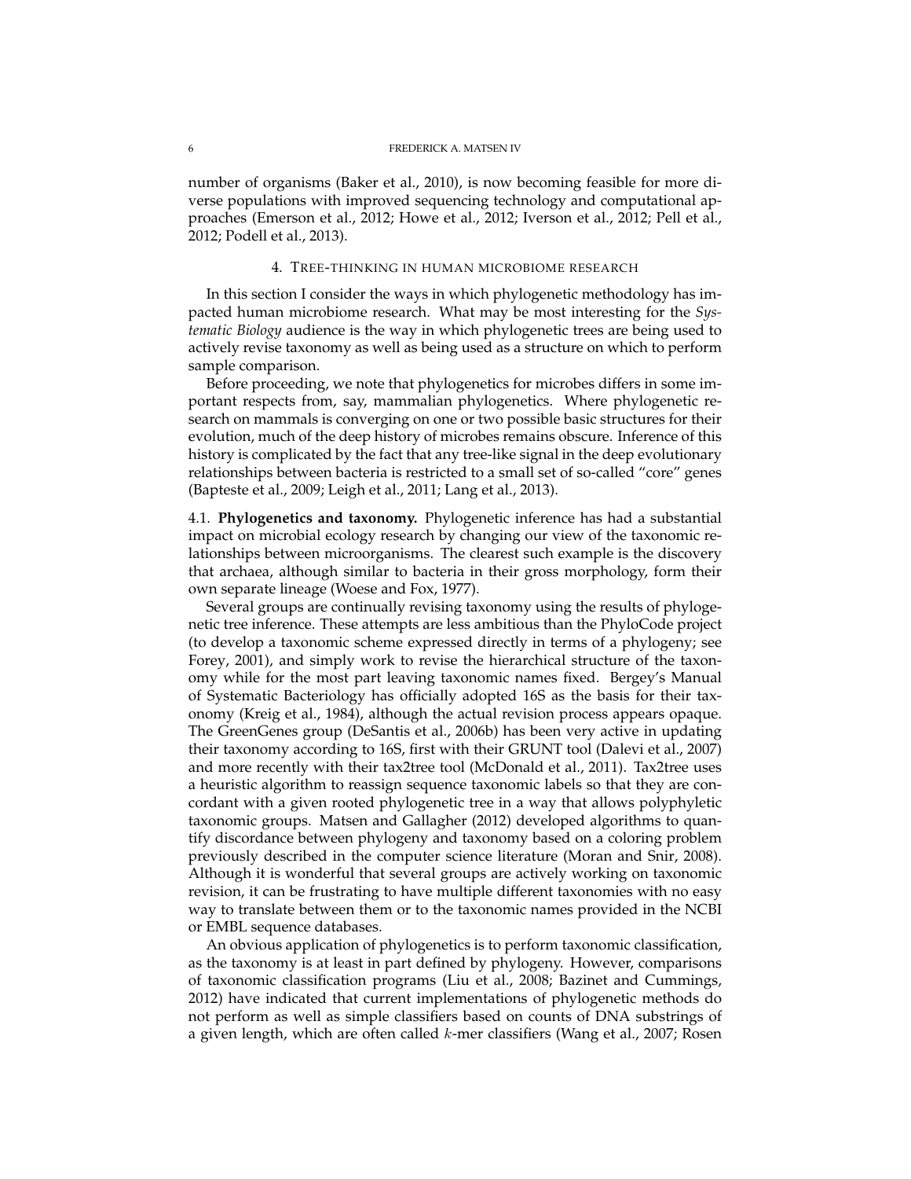number of organisms (Baker et al., 2010), is now becoming feasible for more diverse populations with improved sequencing technology and computational approaches (Emerson et al., 2012; Howe et al., 2012; Iverson et al., 2012; Pell et al., 2012; Podell et al., 2013).

## 4. Tree-thinking in human microbiome research

In this section I consider the ways in which phylogenetic methodology has impacted human microbiome research. What may be most interesting for the *Systematic Biology* audience is the way in which phylogenetic trees are being used to actively revise taxonomy as well as being used as a structure on which to perform sample comparison.

Before proceeding, we note that phylogenetics for microbes differs in some important respects from, say, mammalian phylogenetics. Where phylogenetic research on mammals is converging on one or two possible basic structures for their evolution, much of the deep history of microbes remains obscure. Inference of this history is complicated by the fact that any tree-like signal in the deep evolutionary relationships between bacteria is restricted to a small set of so-called "core" genes (Bapteste et al., 2009; Leigh et al., 2011; Lang et al., 2013).

### 4.1. Phylogenetics and taxonomy.

Phylogenetic inference has had a substantial impact on microbial ecology research by changing our view of the taxonomic relationships between microorganisms. The clearest such example is the discovery that archaea, although similar to bacteria in their gross morphology, form their own separate lineage (Woese and Fox, 1977).

Several groups are continually revising taxonomy using the results of phylogenetic tree inference. These attempts are less ambitious than the PhyloCode project (to develop a taxonomic scheme expressed directly in terms of a phylogeny; see Forey, 2001), and simply work to revise the hierarchical structure of the taxonomy while for the most part leaving taxonomic names fixed. Bergey's Manual of Systematic Bacteriology has officially adopted 16S as the basis for their taxonomy (Kreig et al., 1984), although the actual revision process appears opaque. The GreenGenes group (DeSantis et al., 2006b) has been very active in updating their taxonomy according to 16S, first with their GRUNT tool (Dalevi et al., 2007) and more recently with their tax2tree tool (McDonald et al., 2011). Tax2tree uses a heuristic algorithm to reassign sequence taxonomic labels so that they are concordant with a given rooted phylogenetic tree in a way that allows polyphyletic taxonomic groups. Matsen and Gallagher (2012) developed algorithms to quantify discordance between phylogeny and taxonomy based on a coloring problem previously described in the computer science literature (Moran and Snir, 2008). Although it is wonderful that several groups are actively working on taxonomic revision, it can be frustrating to have multiple different taxonomies with no easy way to translate between them or to the taxonomic names provided in the NCBI or EMBL sequence databases.

An obvious application of phylogenetics is to perform taxonomic classification, as the taxonomy is at least in part defined by phylogeny. However, comparisons of taxonomic classification programs (Liu et al., 2008; Bazinet and Cummings, 2012) have indicated that current implementations of phylogenetic methods do not perform as well as simple classifiers based on counts of DNA substrings of a given length, which are often called $k$-mer classifiers (Wang et al., 2007; Rosen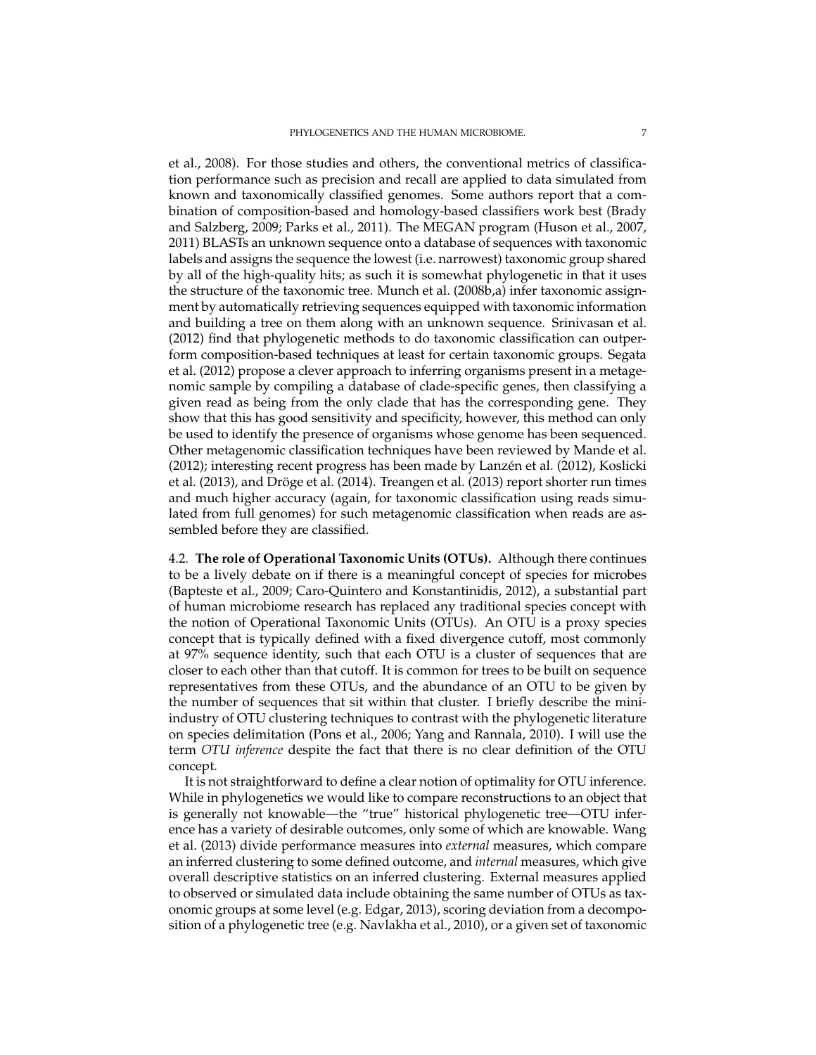et al., 2008). For those studies and others, the conventional metrics of classification performance such as precision and recall are applied to data simulated from known and taxonomically classified genomes. Some authors report that a combination of composition-based and homology-based classifiers work best (Brady and Salzberg, 2009; Parks et al., 2011). The MEGAN program (Huson et al., 2007, 2011) BLASTs an unknown sequence onto a database of sequences with taxonomic labels and assigns the sequence the lowest (i.e. narrowest) taxonomic group shared by all of the high-quality hits; as such it is somewhat phylogenetic in that it uses the structure of the taxonomic tree. Munch et al. (2008b,a) infer taxonomic assignment by automatically retrieving sequences equipped with taxonomic information and building a tree on them along with an unknown sequence. Srinivasan et al. (2012) find that phylogenetic methods to do taxonomic classification can outperform composition-based techniques at least for certain taxonomic groups. Segata et al. (2012) propose a clever approach to inferring organisms present in a metagenomic sample by compiling a database of clade-specific genes, then classifying a given read as being from the only clade that has the corresponding gene. They show that this has good sensitivity and specificity, however, this method can only be used to identify the presence of organisms whose genome has been sequenced. Other metagenomic classification techniques have been reviewed by Mande et al. (2012); interesting recent progress has been made by Lanzén et al. (2012), Koslicki et al. (2013), and Dröge et al. (2014). Treangen et al. (2013) report shorter run times and much higher accuracy (again, for taxonomic classification using reads simulated from full genomes) for such metagenomic classification when reads are assembled before they are classified.

4.2. **The role of Operational Taxonomic Units (OTUs).** Although there continues to be a lively debate on if there is a meaningful concept of species for microbes (Bapteste et al., 2009; Caro-Quintero and Konstantinidis, 2012), a substantial part of human microbiome research has replaced any traditional species concept with the notion of Operational Taxonomic Units (OTUs). An OTU is a proxy species concept that is typically defined with a fixed divergence cutoff, most commonly at 97% sequence identity, such that each OTU is a cluster of sequences that are closer to each other than that cutoff. It is common for trees to be built on sequence representatives from these OTUs, and the abundance of an OTU to be given by the number of sequences that sit within that cluster. I briefly describe the mini-industry of OTU clustering techniques to contrast with the phylogenetic literature on species delimitation (Pons et al., 2006; Yang and Rannala, 2010). I will use the term *OTU inference* despite the fact that there is no clear definition of the OTU concept.

It is not straightforward to define a clear notion of optimality for OTU inference. While in phylogenetics we would like to compare reconstructions to an object that is generally not knowable—the "true" historical phylogenetic tree—OTU inference has a variety of desirable outcomes, only some of which are knowable. Wang et al. (2013) divide performance measures into *external* measures, which compare an inferred clustering to some defined outcome, and *internal* measures, which give overall descriptive statistics on an inferred clustering. External measures applied to observed or simulated data include obtaining the same number of OTUs as taxonomic groups at some level (e.g. Edgar, 2013), scoring deviation from a decomposition of a phylogenetic tree (e.g. Navlakha et al., 2010), or a given set of taxonomic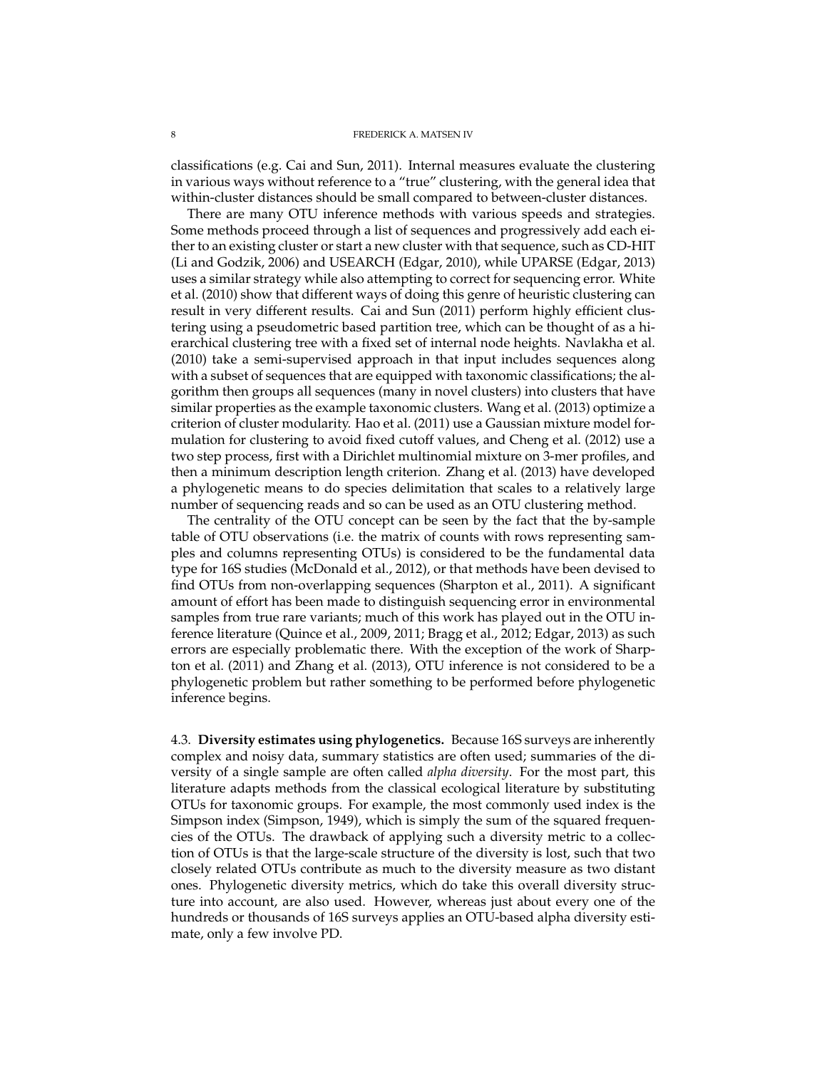classifications (e.g. Cai and Sun, 2011). Internal measures evaluate the clustering in various ways without reference to a "true" clustering, with the general idea that within-cluster distances should be small compared to between-cluster distances.

There are many OTU inference methods with various speeds and strategies. Some methods proceed through a list of sequences and progressively add each either to an existing cluster or start a new cluster with that sequence, such as CD-HIT (Li and Godzik, 2006) and USEARCH (Edgar, 2010), while UPARSE (Edgar, 2013) uses a similar strategy while also attempting to correct for sequencing error. White et al. (2010) show that different ways of doing this genre of heuristic clustering can result in very different results. Cai and Sun (2011) perform highly efficient clustering using a pseudometric based partition tree, which can be thought of as a hierarchical clustering tree with a fixed set of internal node heights. Navlakha et al. (2010) take a semi-supervised approach in that input includes sequences along with a subset of sequences that are equipped with taxonomic classifications; the algorithm then groups all sequences (many in novel clusters) into clusters that have similar properties as the example taxonomic clusters. Wang et al. (2013) optimize a criterion of cluster modularity. Hao et al. (2011) use a Gaussian mixture model formulation for clustering to avoid fixed cutoff values, and Cheng et al. (2012) use a two step process, first with a Dirichlet multinomial mixture on 3-mer profiles, and then a minimum description length criterion. Zhang et al. (2013) have developed a phylogenetic means to do species delimitation that scales to a relatively large number of sequencing reads and so can be used as an OTU clustering method.

The centrality of the OTU concept can be seen by the fact that the by-sample table of OTU observations (i.e. the matrix of counts with rows representing samples and columns representing OTUs) is considered to be the fundamental data type for 16S studies (McDonald et al., 2012), or that methods have been devised to find OTUs from non-overlapping sequences (Sharpton et al., 2011). A significant amount of effort has been made to distinguish sequencing error in environmental samples from true rare variants; much of this work has played out in the OTU inference literature (Quince et al., 2009, 2011; Bragg et al., 2012; Edgar, 2013) as such errors are especially problematic there. With the exception of the work of Sharpton et al. (2011) and Zhang et al. (2013), OTU inference is not considered to be a phylogenetic problem but rather something to be performed before phylogenetic inference begins.

4.3. **Diversity estimates using phylogenetics.** Because 16S surveys are inherently complex and noisy data, summary statistics are often used; summaries of the diversity of a single sample are often called *alpha diversity*. For the most part, this literature adapts methods from the classical ecological literature by substituting OTUs for taxonomic groups. For example, the most commonly used index is the Simpson index (Simpson, 1949), which is simply the sum of the squared frequencies of the OTUs. The drawback of applying such a diversity metric to a collection of OTUs is that the large-scale structure of the diversity is lost, such that two closely related OTUs contribute as much to the diversity measure as two distant ones. Phylogenetic diversity metrics, which do take this overall diversity structure into account, are also used. However, whereas just about every one of the hundreds or thousands of 16S surveys applies an OTU-based alpha diversity estimate, only a few involve PD.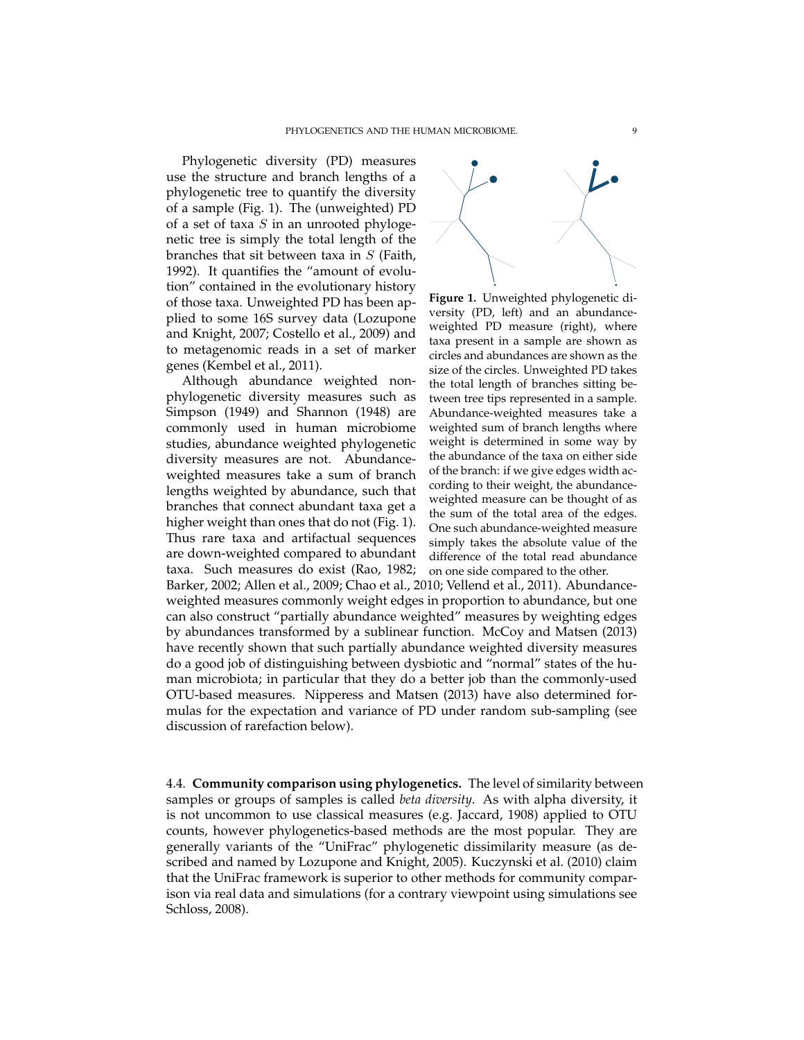Phylogenetic diversity (PD) measures use the structure and branch lengths of a phylogenetic tree to quantify the diversity of a sample (Fig. 1). The (unweighted) PD of a set of taxa $S$ in an unrooted phylogenetic tree is simply the total length of the branches that sit between taxa in $S$ (Faith, 1992). It quantifies the "amount of evolution" contained in the evolutionary history of those taxa. Unweighted PD has been applied to some 16S survey data (Lozupone and Knight, 2007; Costello et al., 2009) and to metagenomic reads in a set of marker genes (Kembel et al., 2011).

Although abundance weighted non-phylogenetic diversity measures such as Simpson (1949) and Shannon (1948) are commonly used in human microbiome studies, abundance weighted phylogenetic diversity measures are not. Abundance-weighted measures take a sum of branch lengths weighted by abundance, such that branches that connect abundant taxa get a higher weight than ones that do not (Fig. 1). Thus rare taxa and artifactual sequences are down-weighted compared to abundant taxa. Such measures do exist (Rao, 1982; Barker, 2002; Allen et al., 2009; Chao et al., 2010; Vellend et al., 2011). Abundance-weighted measures commonly weight edges in proportion to abundance, but one can also construct "partially abundance weighted" measures by weighting edges by abundances transformed by a sublinear function. McCoy and Matsen (2013) have recently shown that such partially abundance weighted diversity measures do a good job of distinguishing between dysbiotic and "normal" states of the human microbiota; in particular that they do a better job than the commonly-used OTU-based measures. Nipperess and Matsen (2013) have also determined formulas for the expectation and variance of PD under random sub-sampling (see discussion of rarefaction below).

**Figure 1.** Unweighted phylogenetic diversity (PD, left) and an abundance-weighted PD measure (right), where taxa present in a sample are shown as circles and abundances are shown as the size of the circles. Unweighted PD takes the total length of branches sitting between tree tips represented in a sample. Abundance-weighted measures take a weighted sum of branch lengths where weight is determined in some way by the abundance of the taxa on either side of the branch: if we give edges width according to their weight, the abundance-weighted measure can be thought of as the sum of the total area of the edges. One such abundance-weighted measure simply takes the absolute value of the difference of the total read abundance on one side compared to the other.

## 4.4. Community comparison using phylogenetics.

The level of similarity between samples or groups of samples is called *beta diversity*. As with alpha diversity, it is not uncommon to use classical measures (e.g. Jaccard, 1908) applied to OTU counts, however phylogenetics-based methods are the most popular. They are generally variants of the "UniFrac" phylogenetic dissimilarity measure (as described and named by Lozupone and Knight, 2005). Kuczynski et al. (2010) claim that the UniFrac framework is superior to other methods for community comparison via real data and simulations (for a contrary viewpoint using simulations see Schloss, 2008).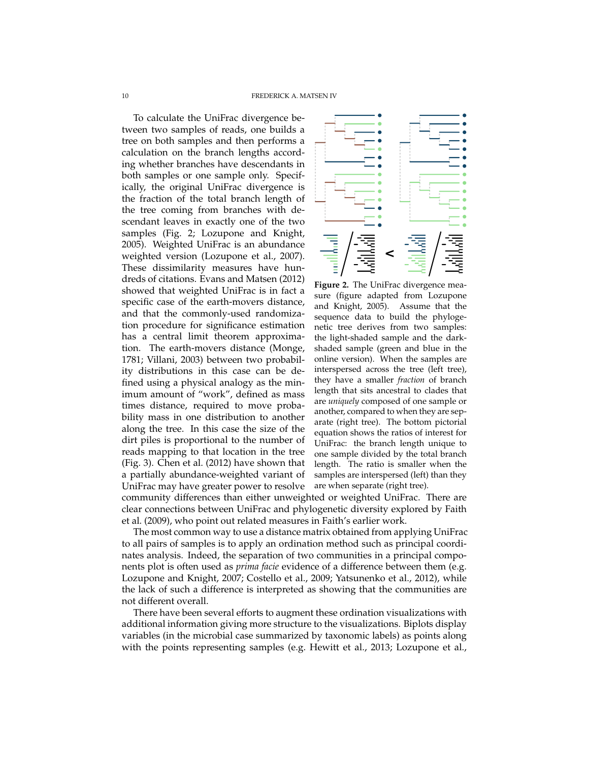To calculate the UniFrac divergence between two samples of reads, one builds a tree on both samples and then performs a calculation on the branch lengths according whether branches have descendants in both samples or one sample only. Specifically, the original UniFrac divergence is the fraction of the total branch length of the tree coming from branches with descendant leaves in exactly one of the two samples (Fig. 2; Lozupone and Knight, 2005). Weighted UniFrac is an abundance weighted version (Lozupone et al., 2007). These dissimilarity measures have hundreds of citations. Evans and Matsen (2012) showed that weighted UniFrac is in fact a specific case of the earth-movers distance, and that the commonly-used randomization procedure for significance estimation has a central limit theorem approximation. The earth-movers distance (Monge, 1781; Villani, 2003) between two probability distributions in this case can be defined using a physical analogy as the minimum amount of "work", defined as mass times distance, required to move probability mass in one distribution to another along the tree. In this case the size of the dirt piles is proportional to the number of reads mapping to that location in the tree (Fig. 3). Chen et al. (2012) have shown that a partially abundance-weighted variant of UniFrac may have greater power to resolve community differences than either unweighted or weighted UniFrac. There are clear connections between UniFrac and phylogenetic diversity explored by Faith et al. (2009), who point out related measures in Faith's earlier work.

**Figure 2.** The UniFrac divergence measure (figure adapted from Lozupone and Knight, 2005). Assume that the sequence data to build the phylogenetic tree derives from two samples: the light-shaded sample and the dark-shaded sample (green and blue in the online version). When the samples are interspersed across the tree (left tree), they have a smaller *fraction* of branch length that sits ancestral to clades that are *uniquely* composed of one sample or another, compared to when they are separate (right tree). The bottom pictorial equation shows the ratios of interest for UniFrac: the branch length unique to one sample divided by the total branch length. The ratio is smaller when the samples are interspersed (left) than they are when separate (right tree).

The most common way to use a distance matrix obtained from applying UniFrac to all pairs of samples is to apply an ordination method such as principal coordinates analysis. Indeed, the separation of two communities in a principal components plot is often used as *prima facie* evidence of a difference between them (e.g. Lozupone and Knight, 2007; Costello et al., 2009; Yatsunenko et al., 2012), while the lack of such a difference is interpreted as showing that the communities are not different overall.

There have been several efforts to augment these ordination visualizations with additional information giving more structure to the visualizations. Biplots display variables (in the microbial case summarized by taxonomic labels) as points along with the points representing samples (e.g. Hewitt et al., 2013; Lozupone et al.,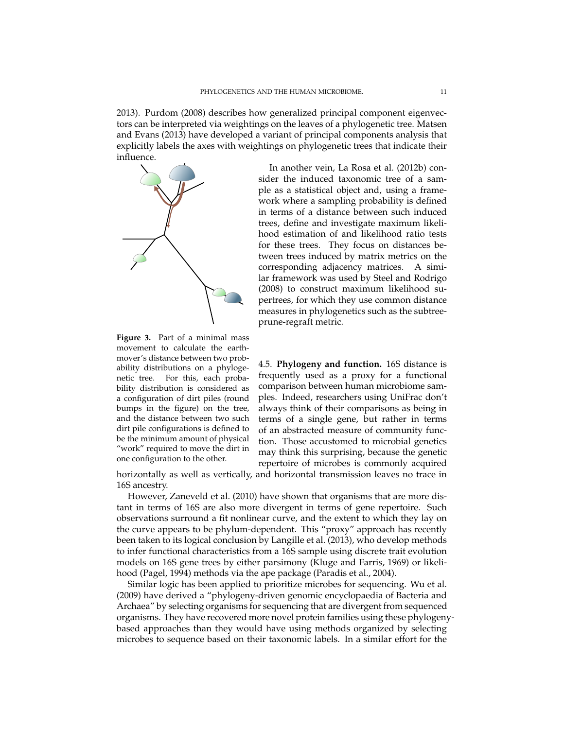2013). Purdom (2008) describes how generalized principal component eigenvectors can be interpreted via weightings on the leaves of a phylogenetic tree. Matsen and Evans (2013) have developed a variant of principal components analysis that explicitly labels the axes with weightings on phylogenetic trees that indicate their influence.

In another vein, La Rosa et al. (2012b) consider the induced taxonomic tree of a sample as a statistical object and, using a framework where a sampling probability is defined in terms of a distance between such induced trees, define and investigate maximum likelihood estimation of and likelihood ratio tests for these trees. They focus on distances between trees induced by matrix metrics on the corresponding adjacency matrices. A similar framework was used by Steel and Rodrigo (2008) to construct maximum likelihood supertrees, for which they use common distance measures in phylogenetics such as the subtree-prune-regraft metric.

**Figure 3.** Part of a minimal mass movement to calculate the earth-mover's distance between two probability distributions on a phylogenetic tree. For this, each probability distribution is considered as a configuration of dirt piles (round bumps in the figure) on the tree, and the distance between two such dirt pile configurations is defined to be the minimum amount of physical "work" required to move the dirt in one configuration to the other.

4.5. **Phylogeny and function.** 16S distance is frequently used as a proxy for a functional comparison between human microbiome samples. Indeed, researchers using UniFrac don't always think of their comparisons as being in terms of a single gene, but rather in terms of an abstracted measure of community function. Those accustomed to microbial genetics may think this surprising, because the genetic repertoire of microbes is commonly acquired horizontally as well as vertically, and horizontal transmission leaves no trace in 16S ancestry.

However, Zaneveld et al. (2010) have shown that organisms that are more distant in terms of 16S are also more divergent in terms of gene repertoire. Such observations surround a fit nonlinear curve, and the extent to which they lay on the curve appears to be phylum-dependent. This "proxy" approach has recently been taken to its logical conclusion by Langille et al. (2013), who develop methods to infer functional characteristics from a 16S sample using discrete trait evolution models on 16S gene trees by either parsimony (Kluge and Farris, 1969) or likelihood (Pagel, 1994) methods via the ape package (Paradis et al., 2004).

Similar logic has been applied to prioritize microbes for sequencing. Wu et al. (2009) have derived a "phylogeny-driven genomic encyclopaedia of Bacteria and Archaea" by selecting organisms for sequencing that are divergent from sequenced organisms. They have recovered more novel protein families using these phylogeny-based approaches than they would have using methods organized by selecting microbes to sequence based on their taxonomic labels. In a similar effort for the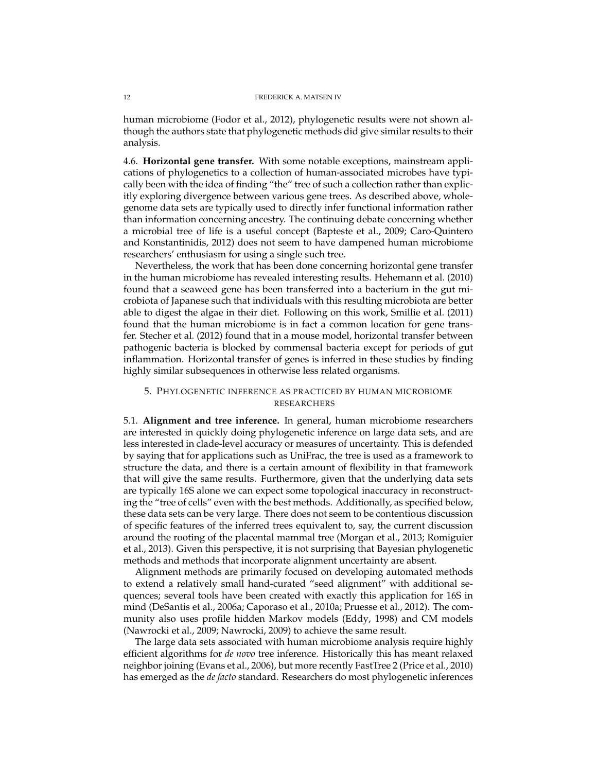human microbiome (Fodor et al., 2012), phylogenetic results were not shown although the authors state that phylogenetic methods did give similar results to their analysis.

4.6. **Horizontal gene transfer.** With some notable exceptions, mainstream applications of phylogenetics to a collection of human-associated microbes have typically been with the idea of finding "the" tree of such a collection rather than explicitly exploring divergence between various gene trees. As described above, whole-genome data sets are typically used to directly infer functional information rather than information concerning ancestry. The continuing debate concerning whether a microbial tree of life is a useful concept (Bapteste et al., 2009; Caro-Quintero and Konstantinidis, 2012) does not seem to have dampened human microbiome researchers' enthusiasm for using a single such tree.

Nevertheless, the work that has been done concerning horizontal gene transfer in the human microbiome has revealed interesting results. Hehemann et al. (2010) found that a seaweed gene has been transferred into a bacterium in the gut microbiota of Japanese such that individuals with this resulting microbiota are better able to digest the algae in their diet. Following on this work, Smillie et al. (2011) found that the human microbiome is in fact a common location for gene transfer. Stecher et al. (2012) found that in a mouse model, horizontal transfer between pathogenic bacteria is blocked by commensal bacteria except for periods of gut inflammation. Horizontal transfer of genes is inferred in these studies by finding highly similar subsequences in otherwise less related organisms.

## 5. Phylogenetic inference as practiced by human microbiome researchers

5.1. **Alignment and tree inference.** In general, human microbiome researchers are interested in quickly doing phylogenetic inference on large data sets, and are less interested in clade-level accuracy or measures of uncertainty. This is defended by saying that for applications such as UniFrac, the tree is used as a framework to structure the data, and there is a certain amount of flexibility in that framework that will give the same results. Furthermore, given that the underlying data sets are typically 16S alone we can expect some topological inaccuracy in reconstructing the "tree of cells" even with the best methods. Additionally, as specified below, these data sets can be very large. There does not seem to be contentious discussion of specific features of the inferred trees equivalent to, say, the current discussion around the rooting of the placental mammal tree (Morgan et al., 2013; Romiguier et al., 2013). Given this perspective, it is not surprising that Bayesian phylogenetic methods and methods that incorporate alignment uncertainty are absent.

Alignment methods are primarily focused on developing automated methods to extend a relatively small hand-curated "seed alignment" with additional sequences; several tools have been created with exactly this application for 16S in mind (DeSantis et al., 2006a; Caporaso et al., 2010a; Pruesse et al., 2012). The community also uses profile hidden Markov models (Eddy, 1998) and CM models (Nawrocki et al., 2009; Nawrocki, 2009) to achieve the same result.

The large data sets associated with human microbiome analysis require highly efficient algorithms for *de novo* tree inference. Historically this has meant relaxed neighbor joining (Evans et al., 2006), but more recently FastTree 2 (Price et al., 2010) has emerged as the *de facto* standard. Researchers do most phylogenetic inferences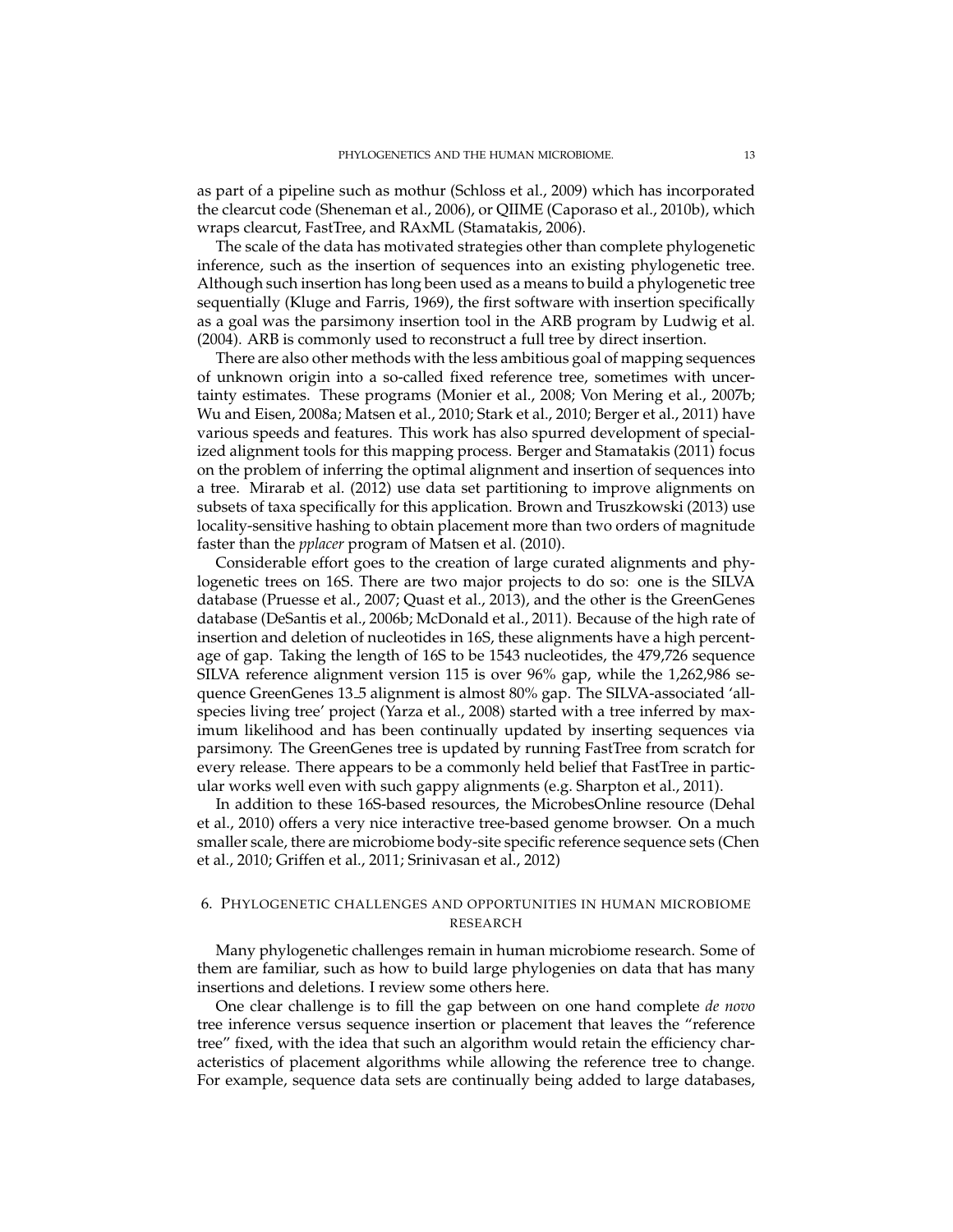as part of a pipeline such as mothur (Schloss et al., 2009) which has incorporated the clearcut code (Sheneman et al., 2006), or QIIME (Caporaso et al., 2010b), which wraps clearcut, FastTree, and RAxML (Stamatakis, 2006).

The scale of the data has motivated strategies other than complete phylogenetic inference, such as the insertion of sequences into an existing phylogenetic tree. Although such insertion has long been used as a means to build a phylogenetic tree sequentially (Kluge and Farris, 1969), the first software with insertion specifically as a goal was the parsimony insertion tool in the ARB program by Ludwig et al. (2004). ARB is commonly used to reconstruct a full tree by direct insertion.

There are also other methods with the less ambitious goal of mapping sequences of unknown origin into a so-called fixed reference tree, sometimes with uncertainty estimates. These programs (Monier et al., 2008; Von Mering et al., 2007b; Wu and Eisen, 2008a; Matsen et al., 2010; Stark et al., 2010; Berger et al., 2011) have various speeds and features. This work has also spurred development of specialized alignment tools for this mapping process. Berger and Stamatakis (2011) focus on the problem of inferring the optimal alignment and insertion of sequences into a tree. Mirarab et al. (2012) use data set partitioning to improve alignments on subsets of taxa specifically for this application. Brown and Truszkowski (2013) use locality-sensitive hashing to obtain placement more than two orders of magnitude faster than the *pplacer* program of Matsen et al. (2010).

Considerable effort goes to the creation of large curated alignments and phylogenetic trees on 16S. There are two major projects to do so: one is the SILVA database (Pruesse et al., 2007; Quast et al., 2013), and the other is the GreenGenes database (DeSantis et al., 2006b; McDonald et al., 2011). Because of the high rate of insertion and deletion of nucleotides in 16S, these alignments have a high percentage of gap. Taking the length of 16S to be 1543 nucleotides, the 479,726 sequence SILVA reference alignment version 115 is over 96% gap, while the 1,262,986 sequence GreenGenes 13_5 alignment is almost 80% gap. The SILVA-associated 'all-species living tree' project (Yarza et al., 2008) started with a tree inferred by maximum likelihood and has been continually updated by inserting sequences via parsimony. The GreenGenes tree is updated by running FastTree from scratch for every release. There appears to be a commonly held belief that FastTree in particular works well even with such gappy alignments (e.g. Sharpton et al., 2011).

In addition to these 16S-based resources, the MicrobesOnline resource (Dehal et al., 2010) offers a very nice interactive tree-based genome browser. On a much smaller scale, there are microbiome body-site specific reference sequence sets (Chen et al., 2010; Griffen et al., 2011; Srinivasan et al., 2012)

## 6. Phylogenetic challenges and opportunities in human microbiome research

Many phylogenetic challenges remain in human microbiome research. Some of them are familiar, such as how to build large phylogenies on data that has many insertions and deletions. I review some others here.

One clear challenge is to fill the gap between on one hand complete *de novo* tree inference versus sequence insertion or placement that leaves the "reference tree" fixed, with the idea that such an algorithm would retain the efficiency characteristics of placement algorithms while allowing the reference tree to change. For example, sequence data sets are continually being added to large databases,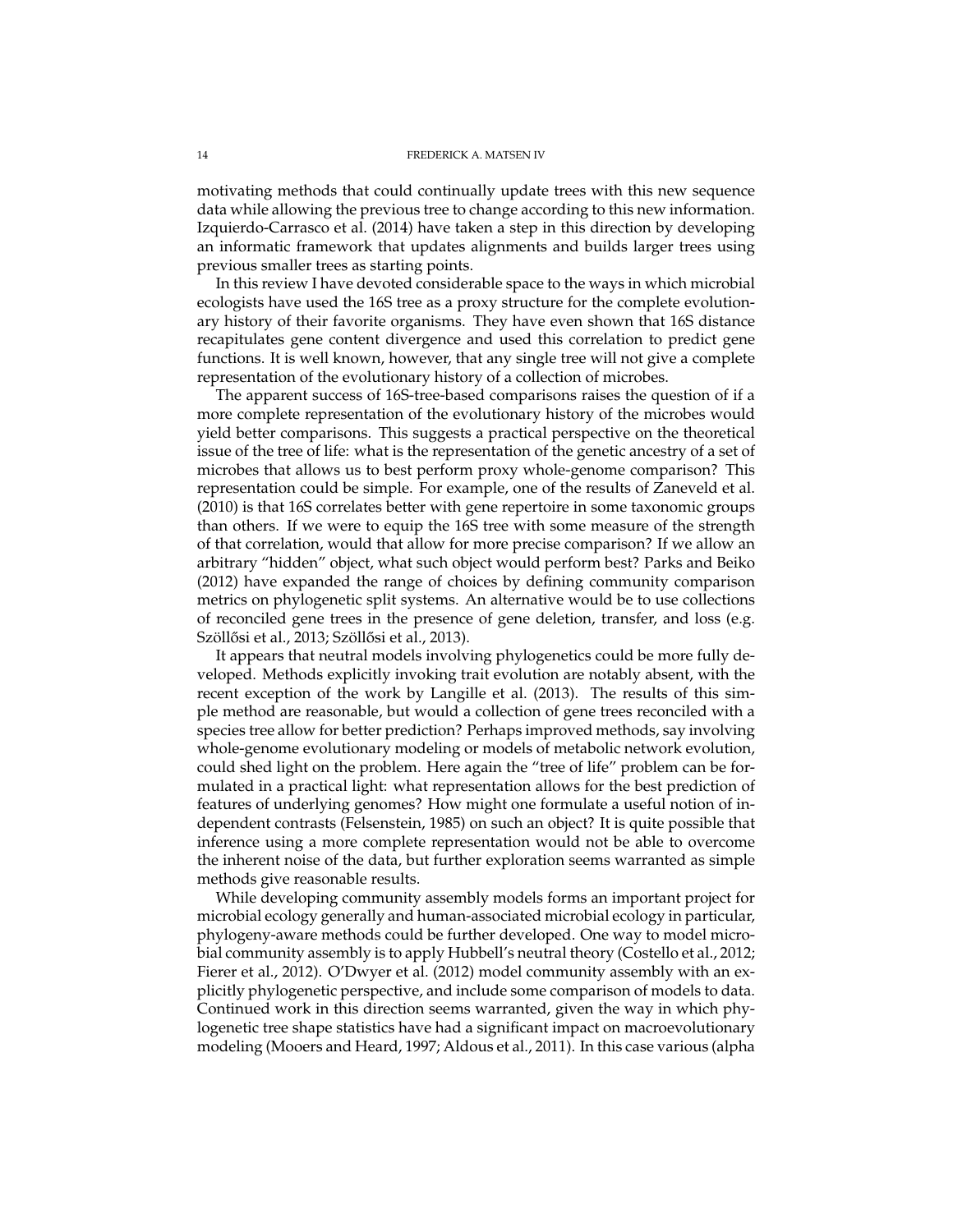motivating methods that could continually update trees with this new sequence data while allowing the previous tree to change according to this new information. Izquierdo-Carrasco et al. (2014) have taken a step in this direction by developing an informatic framework that updates alignments and builds larger trees using previous smaller trees as starting points.

In this review I have devoted considerable space to the ways in which microbial ecologists have used the 16S tree as a proxy structure for the complete evolutionary history of their favorite organisms. They have even shown that 16S distance recapitulates gene content divergence and used this correlation to predict gene functions. It is well known, however, that any single tree will not give a complete representation of the evolutionary history of a collection of microbes.

The apparent success of 16S-tree-based comparisons raises the question of if a more complete representation of the evolutionary history of the microbes would yield better comparisons. This suggests a practical perspective on the theoretical issue of the tree of life: what is the representation of the genetic ancestry of a set of microbes that allows us to best perform proxy whole-genome comparison? This representation could be simple. For example, one of the results of Zaneveld et al. (2010) is that 16S correlates better with gene repertoire in some taxonomic groups than others. If we were to equip the 16S tree with some measure of the strength of that correlation, would that allow for more precise comparison? If we allow an arbitrary "hidden" object, what such object would perform best? Parks and Beiko (2012) have expanded the range of choices by defining community comparison metrics on phylogenetic split systems. An alternative would be to use collections of reconciled gene trees in the presence of gene deletion, transfer, and loss (e.g. Szöllősi et al., 2013; Szöllősi et al., 2013).

It appears that neutral models involving phylogenetics could be more fully developed. Methods explicitly invoking trait evolution are notably absent, with the recent exception of the work by Langille et al. (2013). The results of this simple method are reasonable, but would a collection of gene trees reconciled with a species tree allow for better prediction? Perhaps improved methods, say involving whole-genome evolutionary modeling or models of metabolic network evolution, could shed light on the problem. Here again the "tree of life" problem can be formulated in a practical light: what representation allows for the best prediction of features of underlying genomes? How might one formulate a useful notion of independent contrasts (Felsenstein, 1985) on such an object? It is quite possible that inference using a more complete representation would not be able to overcome the inherent noise of the data, but further exploration seems warranted as simple methods give reasonable results.

While developing community assembly models forms an important project for microbial ecology generally and human-associated microbial ecology in particular, phylogeny-aware methods could be further developed. One way to model microbial community assembly is to apply Hubbell's neutral theory (Costello et al., 2012; Fierer et al., 2012). O'Dwyer et al. (2012) model community assembly with an explicitly phylogenetic perspective, and include some comparison of models to data. Continued work in this direction seems warranted, given the way in which phylogenetic tree shape statistics have had a significant impact on macroevolutionary modeling (Mooers and Heard, 1997; Aldous et al., 2011). In this case various (alpha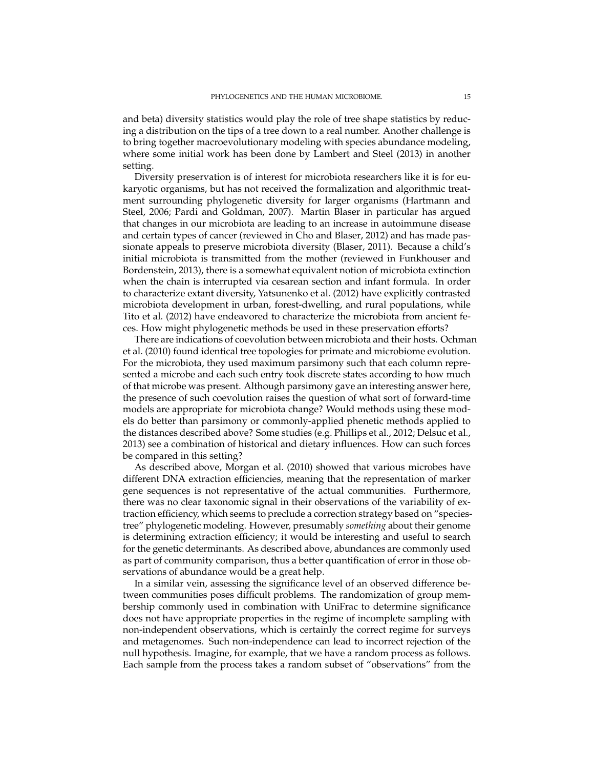and beta) diversity statistics would play the role of tree shape statistics by reducing a distribution on the tips of a tree down to a real number. Another challenge is to bring together macroevolutionary modeling with species abundance modeling, where some initial work has been done by Lambert and Steel (2013) in another setting.

Diversity preservation is of interest for microbiota researchers like it is for eukaryotic organisms, but has not received the formalization and algorithmic treatment surrounding phylogenetic diversity for larger organisms (Hartmann and Steel, 2006; Pardi and Goldman, 2007). Martin Blaser in particular has argued that changes in our microbiota are leading to an increase in autoimmune disease and certain types of cancer (reviewed in Cho and Blaser, 2012) and has made passionate appeals to preserve microbiota diversity (Blaser, 2011). Because a child's initial microbiota is transmitted from the mother (reviewed in Funkhouser and Bordenstein, 2013), there is a somewhat equivalent notion of microbiota extinction when the chain is interrupted via cesarean section and infant formula. In order to characterize extant diversity, Yatsunenko et al. (2012) have explicitly contrasted microbiota development in urban, forest-dwelling, and rural populations, while Tito et al. (2012) have endeavored to characterize the microbiota from ancient feces. How might phylogenetic methods be used in these preservation efforts?

There are indications of coevolution between microbiota and their hosts. Ochman et al. (2010) found identical tree topologies for primate and microbiome evolution. For the microbiota, they used maximum parsimony such that each column represented a microbe and each such entry took discrete states according to how much of that microbe was present. Although parsimony gave an interesting answer here, the presence of such coevolution raises the question of what sort of forward-time models are appropriate for microbiota change? Would methods using these models do better than parsimony or commonly-applied phenetic methods applied to the distances described above? Some studies (e.g. Phillips et al., 2012; Delsuc et al., 2013) see a combination of historical and dietary influences. How can such forces be compared in this setting?

As described above, Morgan et al. (2010) showed that various microbes have different DNA extraction efficiencies, meaning that the representation of marker gene sequences is not representative of the actual communities. Furthermore, there was no clear taxonomic signal in their observations of the variability of extraction efficiency, which seems to preclude a correction strategy based on "species-tree" phylogenetic modeling. However, presumably *something* about their genome is determining extraction efficiency; it would be interesting and useful to search for the genetic determinants. As described above, abundances are commonly used as part of community comparison, thus a better quantification of error in those observations of abundance would be a great help.

In a similar vein, assessing the significance level of an observed difference between communities poses difficult problems. The randomization of group membership commonly used in combination with UniFrac to determine significance does not have appropriate properties in the regime of incomplete sampling with non-independent observations, which is certainly the correct regime for surveys and metagenomes. Such non-independence can lead to incorrect rejection of the null hypothesis. Imagine, for example, that we have a random process as follows. Each sample from the process takes a random subset of "observations" from the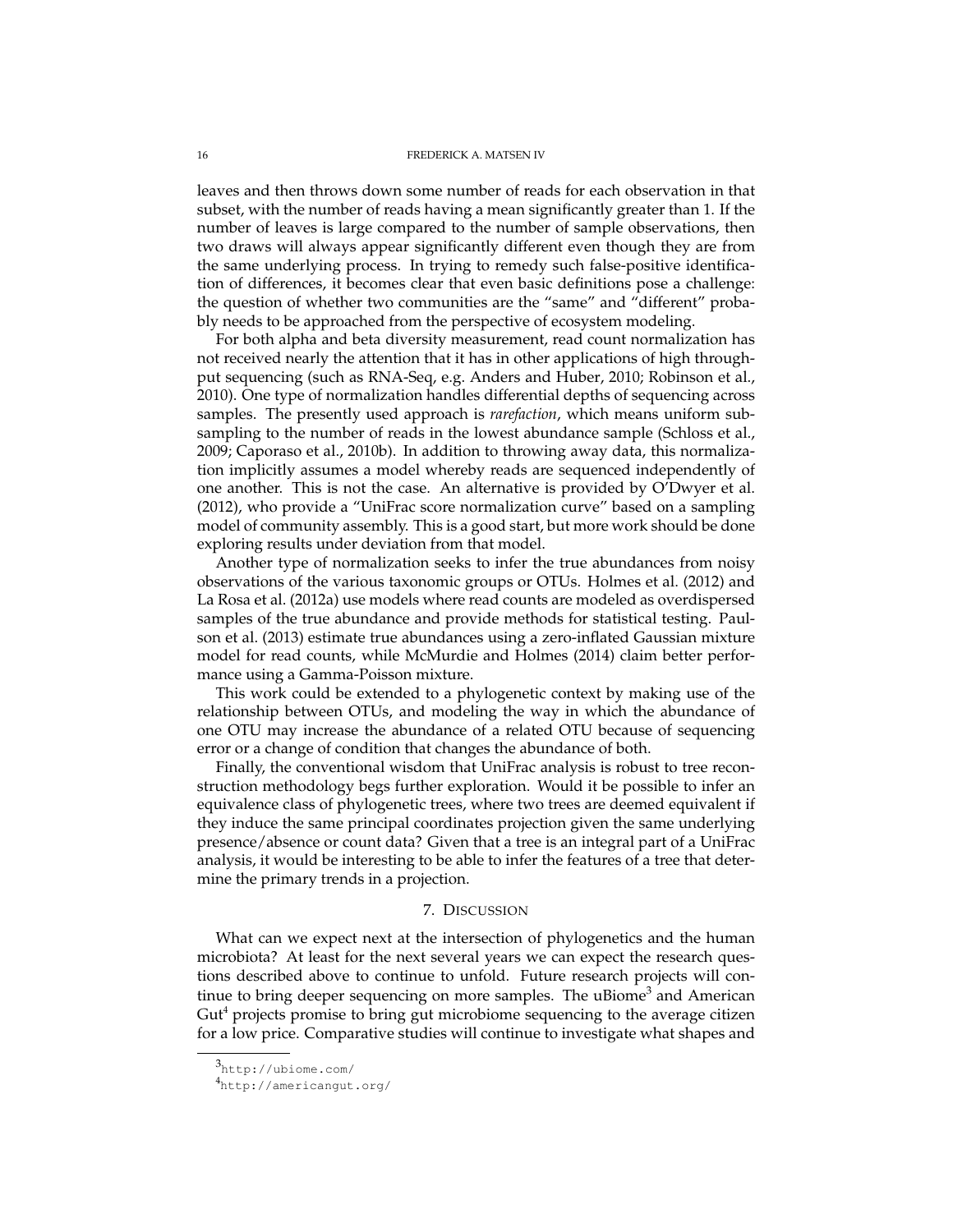leaves and then throws down some number of reads for each observation in that subset, with the number of reads having a mean significantly greater than 1. If the number of leaves is large compared to the number of sample observations, then two draws will always appear significantly different even though they are from the same underlying process. In trying to remedy such false-positive identification of differences, it becomes clear that even basic definitions pose a challenge: the question of whether two communities are the "same" and "different" probably needs to be approached from the perspective of ecosystem modeling.

For both alpha and beta diversity measurement, read count normalization has not received nearly the attention that it has in other applications of high throughput sequencing (such as RNA-Seq, e.g. Anders and Huber, 2010; Robinson et al., 2010). One type of normalization handles differential depths of sequencing across samples. The presently used approach is *rarefaction*, which means uniform subsampling to the number of reads in the lowest abundance sample (Schloss et al., 2009; Caporaso et al., 2010b). In addition to throwing away data, this normalization implicitly assumes a model whereby reads are sequenced independently of one another. This is not the case. An alternative is provided by O'Dwyer et al. (2012), who provide a "UniFrac score normalization curve" based on a sampling model of community assembly. This is a good start, but more work should be done exploring results under deviation from that model.

Another type of normalization seeks to infer the true abundances from noisy observations of the various taxonomic groups or OTUs. Holmes et al. (2012) and La Rosa et al. (2012a) use models where read counts are modeled as overdispersed samples of the true abundance and provide methods for statistical testing. Paulson et al. (2013) estimate true abundances using a zero-inflated Gaussian mixture model for read counts, while McMurdie and Holmes (2014) claim better performance using a Gamma-Poisson mixture.

This work could be extended to a phylogenetic context by making use of the relationship between OTUs, and modeling the way in which the abundance of one OTU may increase the abundance of a related OTU because of sequencing error or a change of condition that changes the abundance of both.

Finally, the conventional wisdom that UniFrac analysis is robust to tree reconstruction methodology begs further exploration. Would it be possible to infer an equivalence class of phylogenetic trees, where two trees are deemed equivalent if they induce the same principal coordinates projection given the same underlying presence/absence or count data? Given that a tree is an integral part of a UniFrac analysis, it would be interesting to be able to infer the features of a tree that determine the primary trends in a projection.

## 7. Discussion

What can we expect next at the intersection of phylogenetics and the human microbiota? At least for the next several years we can expect the research questions described above to continue to unfold. Future research projects will continue to bring deeper sequencing on more samples. The uBiome[3] and American Gut[4] projects promise to bring gut microbiome sequencing to the average citizen for a low price. Comparative studies will continue to investigate what shapes and

[3] http://ubiome.com/

[4] http://americangut.org/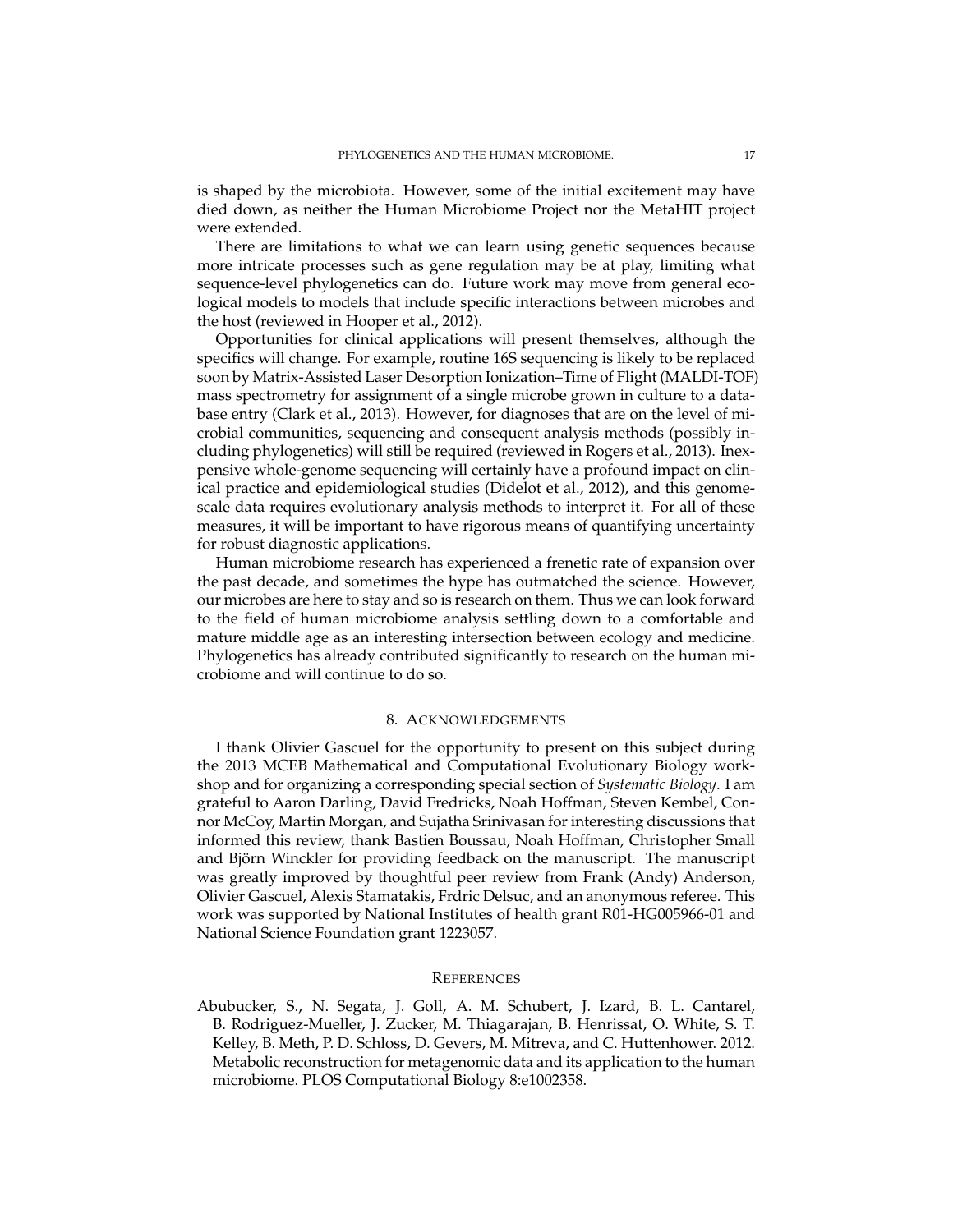is shaped by the microbiota. However, some of the initial excitement may have died down, as neither the Human Microbiome Project nor the MetaHIT project were extended.

There are limitations to what we can learn using genetic sequences because more intricate processes such as gene regulation may be at play, limiting what sequence-level phylogenetics can do. Future work may move from general ecological models to models that include specific interactions between microbes and the host (reviewed in Hooper et al., 2012).

Opportunities for clinical applications will present themselves, although the specifics will change. For example, routine 16S sequencing is likely to be replaced soon by Matrix-Assisted Laser Desorption Ionization–Time of Flight (MALDI-TOF) mass spectrometry for assignment of a single microbe grown in culture to a database entry (Clark et al., 2013). However, for diagnoses that are on the level of microbial communities, sequencing and consequent analysis methods (possibly including phylogenetics) will still be required (reviewed in Rogers et al., 2013). Inexpensive whole-genome sequencing will certainly have a profound impact on clinical practice and epidemiological studies (Didelot et al., 2012), and this genome-scale data requires evolutionary analysis methods to interpret it. For all of these measures, it will be important to have rigorous means of quantifying uncertainty for robust diagnostic applications.

Human microbiome research has experienced a frenetic rate of expansion over the past decade, and sometimes the hype has outmatched the science. However, our microbes are here to stay and so is research on them. Thus we can look forward to the field of human microbiome analysis settling down to a comfortable and mature middle age as an interesting intersection between ecology and medicine. Phylogenetics has already contributed significantly to research on the human microbiome and will continue to do so.

## 8. Acknowledgements

I thank Olivier Gascuel for the opportunity to present on this subject during the 2013 MCEB Mathematical and Computational Evolutionary Biology workshop and for organizing a corresponding special section of *Systematic Biology*. I am grateful to Aaron Darling, David Fredricks, Noah Hoffman, Steven Kembel, Connor McCoy, Martin Morgan, and Sujatha Srinivasan for interesting discussions that informed this review, thank Bastien Boussau, Noah Hoffman, Christopher Small and Björn Winckler for providing feedback on the manuscript. The manuscript was greatly improved by thoughtful peer review from Frank (Andy) Anderson, Olivier Gascuel, Alexis Stamatakis, Frdric Delsuc, and an anonymous referee. This work was supported by National Institutes of health grant R01-HG005966-01 and National Science Foundation grant 1223057.

## References

Abubucker, S., N. Segata, J. Goll, A. M. Schubert, J. Izard, B. L. Cantarel, B. Rodriguez-Mueller, J. Zucker, M. Thiagarajan, B. Henrissat, O. White, S. T. Kelley, B. Meth, P. D. Schloss, D. Gevers, M. Mitreva, and C. Huttenhower. 2012. Metabolic reconstruction for metagenomic data and its application to the human microbiome. PLOS Computational Biology 8:e1002358.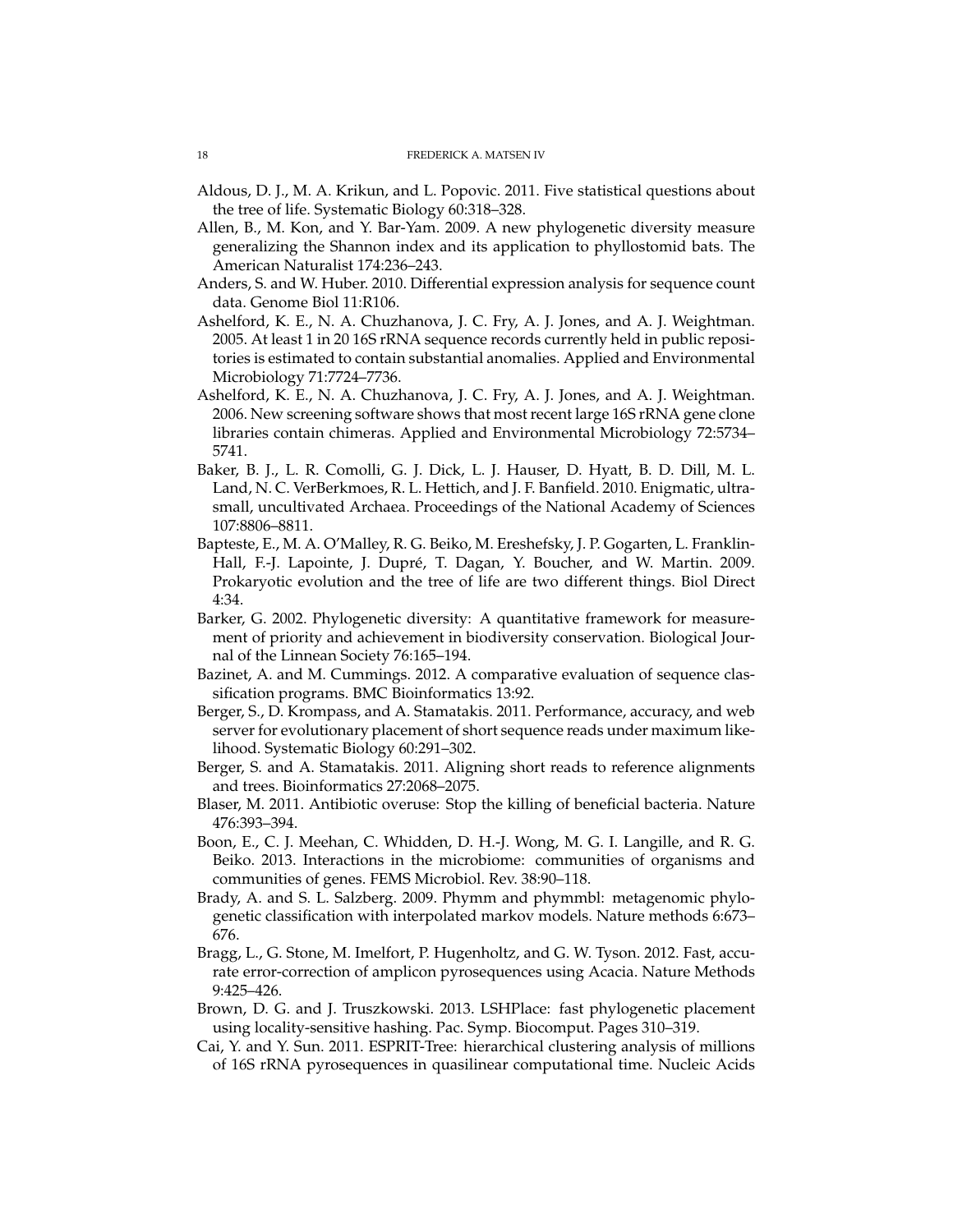Aldous, D. J., M. A. Krikun, and L. Popovic. 2011. Five statistical questions about the tree of life. Systematic Biology 60:318–328.

Allen, B., M. Kon, and Y. Bar-Yam. 2009. A new phylogenetic diversity measure generalizing the Shannon index and its application to phyllostomid bats. The American Naturalist 174:236–243.

Anders, S. and W. Huber. 2010. Differential expression analysis for sequence count data. Genome Biol 11:R106.

Ashelford, K. E., N. A. Chuzhanova, J. C. Fry, A. J. Jones, and A. J. Weightman. 2005. At least 1 in 20 16S rRNA sequence records currently held in public repositories is estimated to contain substantial anomalies. Applied and Environmental Microbiology 71:7724–7736.

Ashelford, K. E., N. A. Chuzhanova, J. C. Fry, A. J. Jones, and A. J. Weightman. 2006. New screening software shows that most recent large 16S rRNA gene clone libraries contain chimeras. Applied and Environmental Microbiology 72:5734–5741.

Baker, B. J., L. R. Comolli, G. J. Dick, L. J. Hauser, D. Hyatt, B. D. Dill, M. L. Land, N. C. VerBerkmoes, R. L. Hettich, and J. F. Banfield. 2010. Enigmatic, ultrasmall, uncultivated Archaea. Proceedings of the National Academy of Sciences 107:8806–8811.

Bapteste, E., M. A. O'Malley, R. G. Beiko, M. Ereshefsky, J. P. Gogarten, L. Franklin-Hall, F.-J. Lapointe, J. Dupré, T. Dagan, Y. Boucher, and W. Martin. 2009. Prokaryotic evolution and the tree of life are two different things. Biol Direct 4:34.

Barker, G. 2002. Phylogenetic diversity: A quantitative framework for measurement of priority and achievement in biodiversity conservation. Biological Journal of the Linnean Society 76:165–194.

Bazinet, A. and M. Cummings. 2012. A comparative evaluation of sequence classification programs. BMC Bioinformatics 13:92.

Berger, S., D. Krompass, and A. Stamatakis. 2011. Performance, accuracy, and web server for evolutionary placement of short sequence reads under maximum likelihood. Systematic Biology 60:291–302.

Berger, S. and A. Stamatakis. 2011. Aligning short reads to reference alignments and trees. Bioinformatics 27:2068–2075.

Blaser, M. 2011. Antibiotic overuse: Stop the killing of beneficial bacteria. Nature 476:393–394.

Boon, E., C. J. Meehan, C. Whidden, D. H.-J. Wong, M. G. I. Langille, and R. G. Beiko. 2013. Interactions in the microbiome: communities of organisms and communities of genes. FEMS Microbiol. Rev. 38:90–118.

Brady, A. and S. L. Salzberg. 2009. Phymm and phymmbl: metagenomic phylogenetic classification with interpolated markov models. Nature methods 6:673–676.

Bragg, L., G. Stone, M. Imelfort, P. Hugenholtz, and G. W. Tyson. 2012. Fast, accurate error-correction of amplicon pyrosequences using Acacia. Nature Methods 9:425–426.

Brown, D. G. and J. Truszkowski. 2013. LSHPlace: fast phylogenetic placement using locality-sensitive hashing. Pac. Symp. Biocomput. Pages 310–319.

Cai, Y. and Y. Sun. 2011. ESPRIT-Tree: hierarchical clustering analysis of millions of 16S rRNA pyrosequences in quasilinear computational time. Nucleic Acids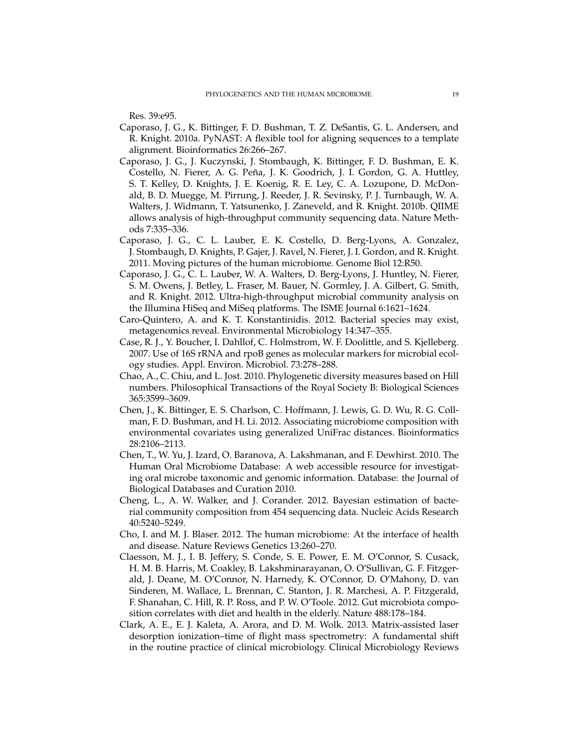Res. 39:e95.

Caporaso, J. G., K. Bittinger, F. D. Bushman, T. Z. DeSantis, G. L. Andersen, and R. Knight. 2010a. PyNAST: A flexible tool for aligning sequences to a template alignment. Bioinformatics 26:266–267.

Caporaso, J. G., J. Kuczynski, J. Stombaugh, K. Bittinger, F. D. Bushman, E. K. Costello, N. Fierer, A. G. Peña, J. K. Goodrich, J. I. Gordon, G. A. Huttley, S. T. Kelley, D. Knights, J. E. Koenig, R. E. Ley, C. A. Lozupone, D. McDonald, B. D. Muegge, M. Pirrung, J. Reeder, J. R. Sevinsky, P. J. Turnbaugh, W. A. Walters, J. Widmann, T. Yatsunenko, J. Zaneveld, and R. Knight. 2010b. QIIME allows analysis of high-throughput community sequencing data. Nature Methods 7:335–336.

Caporaso, J. G., C. L. Lauber, E. K. Costello, D. Berg-Lyons, A. Gonzalez, J. Stombaugh, D. Knights, P. Gajer, J. Ravel, N. Fierer, J. I. Gordon, and R. Knight. 2011. Moving pictures of the human microbiome. Genome Biol 12:R50.

Caporaso, J. G., C. L. Lauber, W. A. Walters, D. Berg-Lyons, J. Huntley, N. Fierer, S. M. Owens, J. Betley, L. Fraser, M. Bauer, N. Gormley, J. A. Gilbert, G. Smith, and R. Knight. 2012. Ultra-high-throughput microbial community analysis on the Illumina HiSeq and MiSeq platforms. The ISME Journal 6:1621–1624.

Caro-Quintero, A. and K. T. Konstantinidis. 2012. Bacterial species may exist, metagenomics reveal. Environmental Microbiology 14:347–355.

Case, R. J., Y. Boucher, I. Dahllof, C. Holmstrom, W. F. Doolittle, and S. Kjelleberg. 2007. Use of 16S rRNA and rpoB genes as molecular markers for microbial ecology studies. Appl. Environ. Microbiol. 73:278–288.

Chao, A., C. Chiu, and L. Jost. 2010. Phylogenetic diversity measures based on Hill numbers. Philosophical Transactions of the Royal Society B: Biological Sciences 365:3599–3609.

Chen, J., K. Bittinger, E. S. Charlson, C. Hoffmann, J. Lewis, G. D. Wu, R. G. Collman, F. D. Bushman, and H. Li. 2012. Associating microbiome composition with environmental covariates using generalized UniFrac distances. Bioinformatics 28:2106–2113.

Chen, T., W. Yu, J. Izard, O. Baranova, A. Lakshmanan, and F. Dewhirst. 2010. The Human Oral Microbiome Database: A web accessible resource for investigating oral microbe taxonomic and genomic information. Database: the Journal of Biological Databases and Curation 2010.

Cheng, L., A. W. Walker, and J. Corander. 2012. Bayesian estimation of bacterial community composition from 454 sequencing data. Nucleic Acids Research 40:5240–5249.

Cho, I. and M. J. Blaser. 2012. The human microbiome: At the interface of health and disease. Nature Reviews Genetics 13:260–270.

Claesson, M. J., I. B. Jeffery, S. Conde, S. E. Power, E. M. O'Connor, S. Cusack, H. M. B. Harris, M. Coakley, B. Lakshminarayanan, O. O'Sullivan, G. F. Fitzgerald, J. Deane, M. O'Connor, N. Harnedy, K. O'Connor, D. O'Mahony, D. van Sinderen, M. Wallace, L. Brennan, C. Stanton, J. R. Marchesi, A. P. Fitzgerald, F. Shanahan, C. Hill, R. P. Ross, and P. W. O'Toole. 2012. Gut microbiota composition correlates with diet and health in the elderly. Nature 488:178–184.

Clark, A. E., E. J. Kaleta, A. Arora, and D. M. Wolk. 2013. Matrix-assisted laser desorption ionization–time of flight mass spectrometry: A fundamental shift in the routine practice of clinical microbiology. Clinical Microbiology Reviews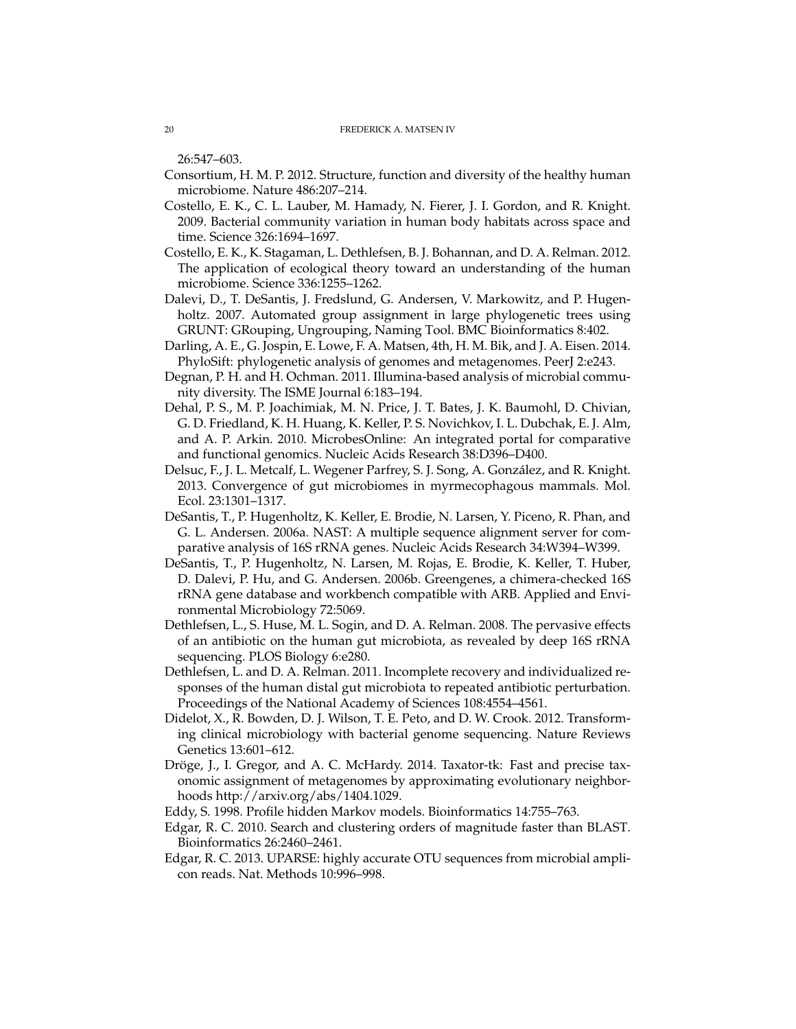26:547–603.

Consortium, H. M. P. 2012. Structure, function and diversity of the healthy human microbiome. Nature 486:207–214.

Costello, E. K., C. L. Lauber, M. Hamady, N. Fierer, J. I. Gordon, and R. Knight. 2009. Bacterial community variation in human body habitats across space and time. Science 326:1694–1697.

Costello, E. K., K. Stagaman, L. Dethlefsen, B. J. Bohannan, and D. A. Relman. 2012. The application of ecological theory toward an understanding of the human microbiome. Science 336:1255–1262.

Dalevi, D., T. DeSantis, J. Fredslund, G. Andersen, V. Markowitz, and P. Hugenholtz. 2007. Automated group assignment in large phylogenetic trees using GRUNT: GRouping, Ungrouping, Naming Tool. BMC Bioinformatics 8:402.

Darling, A. E., G. Jospin, E. Lowe, F. A. Matsen, 4th, H. M. Bik, and J. A. Eisen. 2014. PhyloSift: phylogenetic analysis of genomes and metagenomes. PeerJ 2:e243.

Degnan, P. H. and H. Ochman. 2011. Illumina-based analysis of microbial community diversity. The ISME Journal 6:183–194.

Dehal, P. S., M. P. Joachimiak, M. N. Price, J. T. Bates, J. K. Baumohl, D. Chivian, G. D. Friedland, K. H. Huang, K. Keller, P. S. Novichkov, I. L. Dubchak, E. J. Alm, and A. P. Arkin. 2010. MicrobesOnline: An integrated portal for comparative and functional genomics. Nucleic Acids Research 38:D396–D400.

Delsuc, F., J. L. Metcalf, L. Wegener Parfrey, S. J. Song, A. González, and R. Knight. 2013. Convergence of gut microbiomes in myrmecophagous mammals. Mol. Ecol. 23:1301–1317.

DeSantis, T., P. Hugenholtz, K. Keller, E. Brodie, N. Larsen, Y. Piceno, R. Phan, and G. L. Andersen. 2006a. NAST: A multiple sequence alignment server for comparative analysis of 16S rRNA genes. Nucleic Acids Research 34:W394–W399.

DeSantis, T., P. Hugenholtz, N. Larsen, M. Rojas, E. Brodie, K. Keller, T. Huber, D. Dalevi, P. Hu, and G. Andersen. 2006b. Greengenes, a chimera-checked 16S rRNA gene database and workbench compatible with ARB. Applied and Environmental Microbiology 72:5069.

Dethlefsen, L., S. Huse, M. L. Sogin, and D. A. Relman. 2008. The pervasive effects of an antibiotic on the human gut microbiota, as revealed by deep 16S rRNA sequencing. PLOS Biology 6:e280.

Dethlefsen, L. and D. A. Relman. 2011. Incomplete recovery and individualized responses of the human distal gut microbiota to repeated antibiotic perturbation. Proceedings of the National Academy of Sciences 108:4554–4561.

Didelot, X., R. Bowden, D. J. Wilson, T. E. Peto, and D. W. Crook. 2012. Transforming clinical microbiology with bacterial genome sequencing. Nature Reviews Genetics 13:601–612.

Dröge, J., I. Gregor, and A. C. McHardy. 2014. Taxator-tk: Fast and precise taxonomic assignment of metagenomes by approximating evolutionary neighborhoods http://arxiv.org/abs/1404.1029.

Eddy, S. 1998. Profile hidden Markov models. Bioinformatics 14:755–763.

Edgar, R. C. 2010. Search and clustering orders of magnitude faster than BLAST. Bioinformatics 26:2460–2461.

Edgar, R. C. 2013. UPARSE: highly accurate OTU sequences from microbial amplicon reads. Nat. Methods 10:996–998.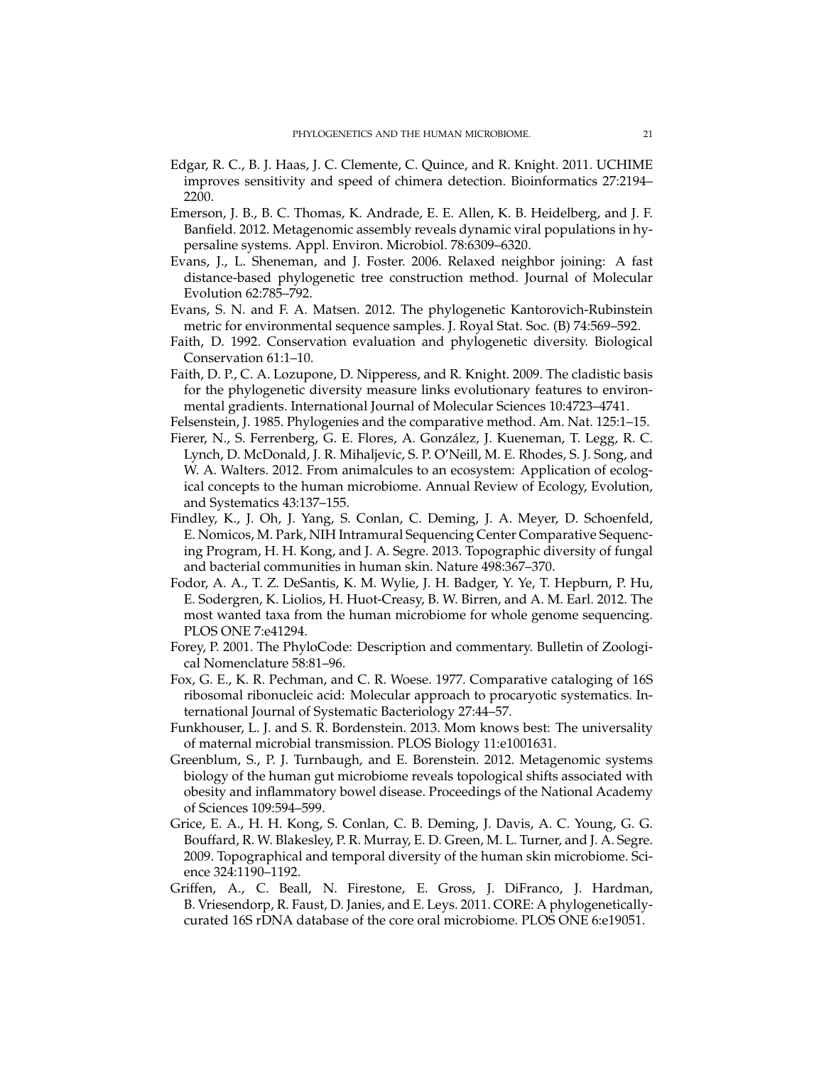Edgar, R. C., B. J. Haas, J. C. Clemente, C. Quince, and R. Knight. 2011. UCHIME improves sensitivity and speed of chimera detection. Bioinformatics 27:2194–2200.

Emerson, J. B., B. C. Thomas, K. Andrade, E. E. Allen, K. B. Heidelberg, and J. F. Banfield. 2012. Metagenomic assembly reveals dynamic viral populations in hypersaline systems. Appl. Environ. Microbiol. 78:6309–6320.

Evans, J., L. Sheneman, and J. Foster. 2006. Relaxed neighbor joining: A fast distance-based phylogenetic tree construction method. Journal of Molecular Evolution 62:785–792.

Evans, S. N. and F. A. Matsen. 2012. The phylogenetic Kantorovich-Rubinstein metric for environmental sequence samples. J. Royal Stat. Soc. (B) 74:569–592.

Faith, D. 1992. Conservation evaluation and phylogenetic diversity. Biological Conservation 61:1–10.

Faith, D. P., C. A. Lozupone, D. Nipperess, and R. Knight. 2009. The cladistic basis for the phylogenetic diversity measure links evolutionary features to environmental gradients. International Journal of Molecular Sciences 10:4723–4741.

Felsenstein, J. 1985. Phylogenies and the comparative method. Am. Nat. 125:1–15.

Fierer, N., S. Ferrenberg, G. E. Flores, A. González, J. Kueneman, T. Legg, R. C. Lynch, D. McDonald, J. R. Mihaljevic, S. P. O'Neill, M. E. Rhodes, S. J. Song, and W. A. Walters. 2012. From animalcules to an ecosystem: Application of ecological concepts to the human microbiome. Annual Review of Ecology, Evolution, and Systematics 43:137–155.

Findley, K., J. Oh, J. Yang, S. Conlan, C. Deming, J. A. Meyer, D. Schoenfeld, E. Nomicos, M. Park, NIH Intramural Sequencing Center Comparative Sequencing Program, H. H. Kong, and J. A. Segre. 2013. Topographic diversity of fungal and bacterial communities in human skin. Nature 498:367–370.

Fodor, A. A., T. Z. DeSantis, K. M. Wylie, J. H. Badger, Y. Ye, T. Hepburn, P. Hu, E. Sodergren, K. Liolios, H. Huot-Creasy, B. W. Birren, and A. M. Earl. 2012. The most wanted taxa from the human microbiome for whole genome sequencing. PLOS ONE 7:e41294.

Forey, P. 2001. The PhyloCode: Description and commentary. Bulletin of Zoological Nomenclature 58:81–96.

Fox, G. E., K. R. Pechman, and C. R. Woese. 1977. Comparative cataloging of 16S ribosomal ribonucleic acid: Molecular approach to procaryotic systematics. International Journal of Systematic Bacteriology 27:44–57.

Funkhouser, L. J. and S. R. Bordenstein. 2013. Mom knows best: The universality of maternal microbial transmission. PLOS Biology 11:e1001631.

Greenblum, S., P. J. Turnbaugh, and E. Borenstein. 2012. Metagenomic systems biology of the human gut microbiome reveals topological shifts associated with obesity and inflammatory bowel disease. Proceedings of the National Academy of Sciences 109:594–599.

Grice, E. A., H. H. Kong, S. Conlan, C. B. Deming, J. Davis, A. C. Young, G. G. Bouffard, R. W. Blakesley, P. R. Murray, E. D. Green, M. L. Turner, and J. A. Segre. 2009. Topographical and temporal diversity of the human skin microbiome. Science 324:1190–1192.

Griffen, A., C. Beall, N. Firestone, E. Gross, J. DiFranco, J. Hardman, B. Vriesendorp, R. Faust, D. Janies, and E. Leys. 2011. CORE: A phylogenetically-curated 16S rDNA database of the core oral microbiome. PLOS ONE 6:e19051.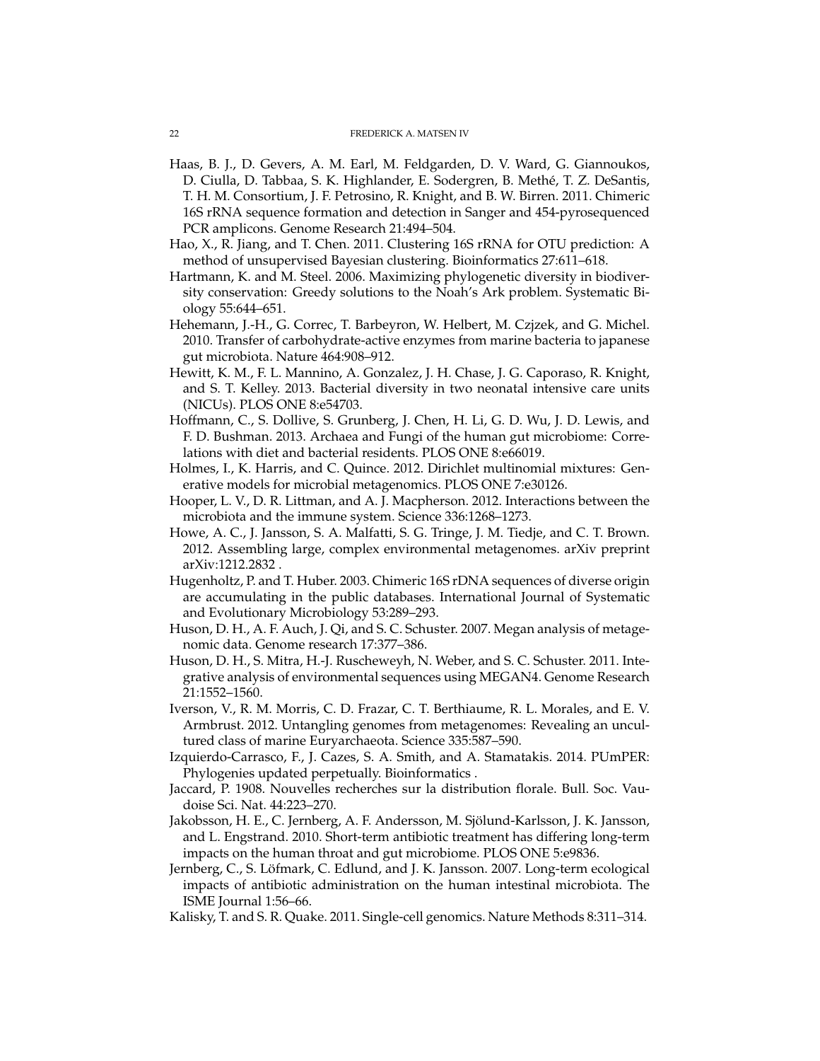Haas, B. J., D. Gevers, A. M. Earl, M. Feldgarden, D. V. Ward, G. Giannoukos, D. Ciulla, D. Tabbaa, S. K. Highlander, E. Sodergren, B. Methé, T. Z. DeSantis, T. H. M. Consortium, J. F. Petrosino, R. Knight, and B. W. Birren. 2011. Chimeric 16S rRNA sequence formation and detection in Sanger and 454-pyrosequenced PCR amplicons. Genome Research 21:494–504.

Hao, X., R. Jiang, and T. Chen. 2011. Clustering 16S rRNA for OTU prediction: A method of unsupervised Bayesian clustering. Bioinformatics 27:611–618.

Hartmann, K. and M. Steel. 2006. Maximizing phylogenetic diversity in biodiversity conservation: Greedy solutions to the Noah's Ark problem. Systematic Biology 55:644–651.

Hehemann, J.-H., G. Correc, T. Barbeyron, W. Helbert, M. Czjzek, and G. Michel. 2010. Transfer of carbohydrate-active enzymes from marine bacteria to japanese gut microbiota. Nature 464:908–912.

Hewitt, K. M., F. L. Mannino, A. Gonzalez, J. H. Chase, J. G. Caporaso, R. Knight, and S. T. Kelley. 2013. Bacterial diversity in two neonatal intensive care units (NICUs). PLOS ONE 8:e54703.

Hoffmann, C., S. Dollive, S. Grunberg, J. Chen, H. Li, G. D. Wu, J. D. Lewis, and F. D. Bushman. 2013. Archaea and Fungi of the human gut microbiome: Correlations with diet and bacterial residents. PLOS ONE 8:e66019.

Holmes, I., K. Harris, and C. Quince. 2012. Dirichlet multinomial mixtures: Generative models for microbial metagenomics. PLOS ONE 7:e30126.

Hooper, L. V., D. R. Littman, and A. J. Macpherson. 2012. Interactions between the microbiota and the immune system. Science 336:1268–1273.

Howe, A. C., J. Jansson, S. A. Malfatti, S. G. Tringe, J. M. Tiedje, and C. T. Brown. 2012. Assembling large, complex environmental metagenomes. arXiv preprint arXiv:1212.2832 .

Hugenholtz, P. and T. Huber. 2003. Chimeric 16S rDNA sequences of diverse origin are accumulating in the public databases. International Journal of Systematic and Evolutionary Microbiology 53:289–293.

Huson, D. H., A. F. Auch, J. Qi, and S. C. Schuster. 2007. Megan analysis of metagenomic data. Genome research 17:377–386.

Huson, D. H., S. Mitra, H.-J. Ruscheweyh, N. Weber, and S. C. Schuster. 2011. Integrative analysis of environmental sequences using MEGAN4. Genome Research 21:1552–1560.

Iverson, V., R. M. Morris, C. D. Frazar, C. T. Berthiaume, R. L. Morales, and E. V. Armbrust. 2012. Untangling genomes from metagenomes: Revealing an uncultured class of marine Euryarchaeota. Science 335:587–590.

Izquierdo-Carrasco, F., J. Cazes, S. A. Smith, and A. Stamatakis. 2014. PUmPER: Phylogenies updated perpetually. Bioinformatics .

Jaccard, P. 1908. Nouvelles recherches sur la distribution florale. Bull. Soc. Vaudoise Sci. Nat. 44:223–270.

Jakobsson, H. E., C. Jernberg, A. F. Andersson, M. Sjölund-Karlsson, J. K. Jansson, and L. Engstrand. 2010. Short-term antibiotic treatment has differing long-term impacts on the human throat and gut microbiome. PLOS ONE 5:e9836.

Jernberg, C., S. Löfmark, C. Edlund, and J. K. Jansson. 2007. Long-term ecological impacts of antibiotic administration on the human intestinal microbiota. The ISME Journal 1:56–66.

Kalisky, T. and S. R. Quake. 2011. Single-cell genomics. Nature Methods 8:311–314.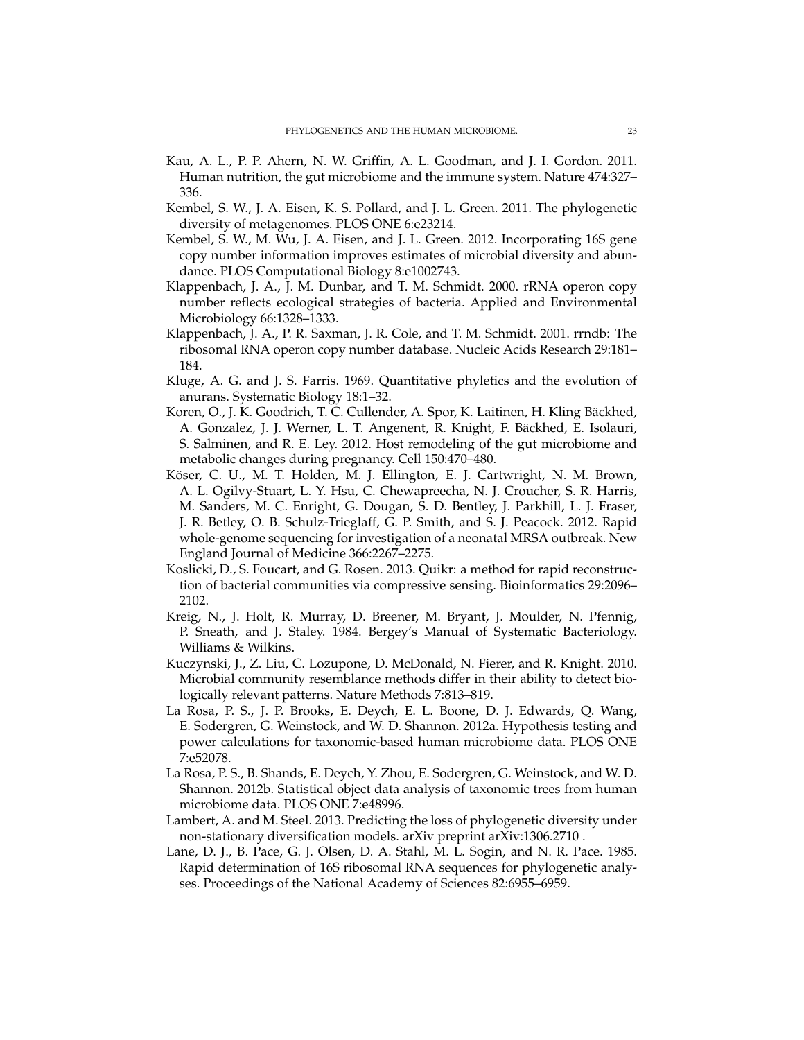Kau, A. L., P. P. Ahern, N. W. Griffin, A. L. Goodman, and J. I. Gordon. 2011. Human nutrition, the gut microbiome and the immune system. Nature 474:327–336.

Kembel, S. W., J. A. Eisen, K. S. Pollard, and J. L. Green. 2011. The phylogenetic diversity of metagenomes. PLOS ONE 6:e23214.

Kembel, S. W., M. Wu, J. A. Eisen, and J. L. Green. 2012. Incorporating 16S gene copy number information improves estimates of microbial diversity and abundance. PLOS Computational Biology 8:e1002743.

Klappenbach, J. A., J. M. Dunbar, and T. M. Schmidt. 2000. rRNA operon copy number reflects ecological strategies of bacteria. Applied and Environmental Microbiology 66:1328–1333.

Klappenbach, J. A., P. R. Saxman, J. R. Cole, and T. M. Schmidt. 2001. rrndb: The ribosomal RNA operon copy number database. Nucleic Acids Research 29:181–184.

Kluge, A. G. and J. S. Farris. 1969. Quantitative phyletics and the evolution of anurans. Systematic Biology 18:1–32.

Koren, O., J. K. Goodrich, T. C. Cullender, A. Spor, K. Laitinen, H. Kling Bäckhed, A. Gonzalez, J. J. Werner, L. T. Angenent, R. Knight, F. Bäckhed, E. Isolauri, S. Salminen, and R. E. Ley. 2012. Host remodeling of the gut microbiome and metabolic changes during pregnancy. Cell 150:470–480.

Köser, C. U., M. T. Holden, M. J. Ellington, E. J. Cartwright, N. M. Brown, A. L. Ogilvy-Stuart, L. Y. Hsu, C. Chewapreecha, N. J. Croucher, S. R. Harris, M. Sanders, M. C. Enright, G. Dougan, S. D. Bentley, J. Parkhill, L. J. Fraser, J. R. Betley, O. B. Schulz-Trieglaff, G. P. Smith, and S. J. Peacock. 2012. Rapid whole-genome sequencing for investigation of a neonatal MRSA outbreak. New England Journal of Medicine 366:2267–2275.

Koslicki, D., S. Foucart, and G. Rosen. 2013. Quikr: a method for rapid reconstruction of bacterial communities via compressive sensing. Bioinformatics 29:2096–2102.

Kreig, N., J. Holt, R. Murray, D. Breener, M. Bryant, J. Moulder, N. Pfennig, P. Sneath, and J. Staley. 1984. Bergey's Manual of Systematic Bacteriology. Williams & Wilkins.

Kuczynski, J., Z. Liu, C. Lozupone, D. McDonald, N. Fierer, and R. Knight. 2010. Microbial community resemblance methods differ in their ability to detect biologically relevant patterns. Nature Methods 7:813–819.

La Rosa, P. S., J. P. Brooks, E. Deych, E. L. Boone, D. J. Edwards, Q. Wang, E. Sodergren, G. Weinstock, and W. D. Shannon. 2012a. Hypothesis testing and power calculations for taxonomic-based human microbiome data. PLOS ONE 7:e52078.

La Rosa, P. S., B. Shands, E. Deych, Y. Zhou, E. Sodergren, G. Weinstock, and W. D. Shannon. 2012b. Statistical object data analysis of taxonomic trees from human microbiome data. PLOS ONE 7:e48996.

Lambert, A. and M. Steel. 2013. Predicting the loss of phylogenetic diversity under non-stationary diversification models. arXiv preprint arXiv:1306.2710 .

Lane, D. J., B. Pace, G. J. Olsen, D. A. Stahl, M. L. Sogin, and N. R. Pace. 1985. Rapid determination of 16S ribosomal RNA sequences for phylogenetic analyses. Proceedings of the National Academy of Sciences 82:6955–6959.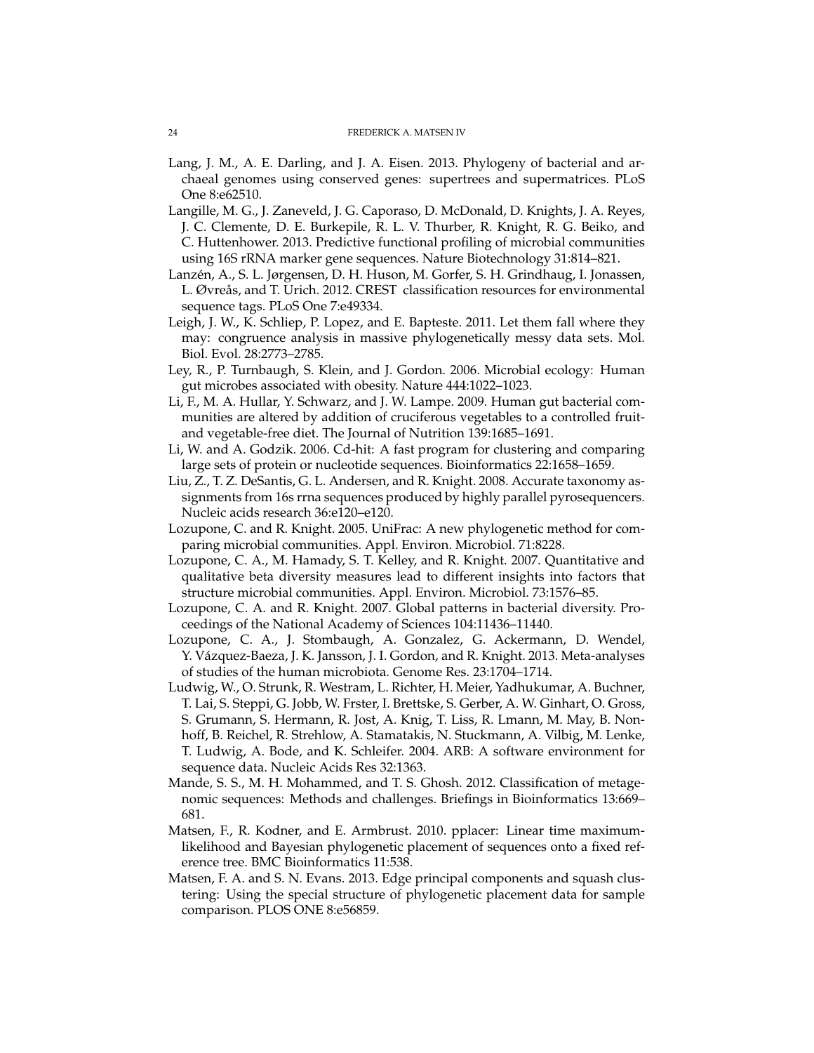Lang, J. M., A. E. Darling, and J. A. Eisen. 2013. Phylogeny of bacterial and archaeal genomes using conserved genes: supertrees and supermatrices. PLoS One 8:e62510.

Langille, M. G., J. Zaneveld, J. G. Caporaso, D. McDonald, D. Knights, J. A. Reyes, J. C. Clemente, D. E. Burkepile, R. L. V. Thurber, R. Knight, R. G. Beiko, and C. Huttenhower. 2013. Predictive functional profiling of microbial communities using 16S rRNA marker gene sequences. Nature Biotechnology 31:814–821.

Lanzén, A., S. L. Jørgensen, D. H. Huson, M. Gorfer, S. H. Grindhaug, I. Jonassen, L. Øvreås, and T. Urich. 2012. CREST classification resources for environmental sequence tags. PLoS One 7:e49334.

Leigh, J. W., K. Schliep, P. Lopez, and E. Bapteste. 2011. Let them fall where they may: congruence analysis in massive phylogenetically messy data sets. Mol. Biol. Evol. 28:2773–2785.

Ley, R., P. Turnbaugh, S. Klein, and J. Gordon. 2006. Microbial ecology: Human gut microbes associated with obesity. Nature 444:1022–1023.

Li, F., M. A. Hullar, Y. Schwarz, and J. W. Lampe. 2009. Human gut bacterial communities are altered by addition of cruciferous vegetables to a controlled fruit- and vegetable-free diet. The Journal of Nutrition 139:1685–1691.

Li, W. and A. Godzik. 2006. Cd-hit: A fast program for clustering and comparing large sets of protein or nucleotide sequences. Bioinformatics 22:1658–1659.

Liu, Z., T. Z. DeSantis, G. L. Andersen, and R. Knight. 2008. Accurate taxonomy assignments from 16s rrna sequences produced by highly parallel pyrosequencers. Nucleic acids research 36:e120–e120.

Lozupone, C. and R. Knight. 2005. UniFrac: A new phylogenetic method for comparing microbial communities. Appl. Environ. Microbiol. 71:8228.

Lozupone, C. A., M. Hamady, S. T. Kelley, and R. Knight. 2007. Quantitative and qualitative beta diversity measures lead to different insights into factors that structure microbial communities. Appl. Environ. Microbiol. 73:1576–85.

Lozupone, C. A. and R. Knight. 2007. Global patterns in bacterial diversity. Proceedings of the National Academy of Sciences 104:11436–11440.

Lozupone, C. A., J. Stombaugh, A. Gonzalez, G. Ackermann, D. Wendel, Y. Vázquez-Baeza, J. K. Jansson, J. I. Gordon, and R. Knight. 2013. Meta-analyses of studies of the human microbiota. Genome Res. 23:1704–1714.

Ludwig, W., O. Strunk, R. Westram, L. Richter, H. Meier, Yadhukumar, A. Buchner, T. Lai, S. Steppi, G. Jobb, W. Frster, I. Brettske, S. Gerber, A. W. Ginhart, O. Gross, S. Grumann, S. Hermann, R. Jost, A. Knig, T. Liss, R. Lmann, M. May, B. Nonhoff, B. Reichel, R. Strehlow, A. Stamatakis, N. Stuckmann, A. Vilbig, M. Lenke, T. Ludwig, A. Bode, and K. Schleifer. 2004. ARB: A software environment for sequence data. Nucleic Acids Res 32:1363.

Mande, S. S., M. H. Mohammed, and T. S. Ghosh. 2012. Classification of metagenomic sequences: Methods and challenges. Briefings in Bioinformatics 13:669–681.

Matsen, F., R. Kodner, and E. Armbrust. 2010. pplacer: Linear time maximum-likelihood and Bayesian phylogenetic placement of sequences onto a fixed reference tree. BMC Bioinformatics 11:538.

Matsen, F. A. and S. N. Evans. 2013. Edge principal components and squash clustering: Using the special structure of phylogenetic placement data for sample comparison. PLOS ONE 8:e56859.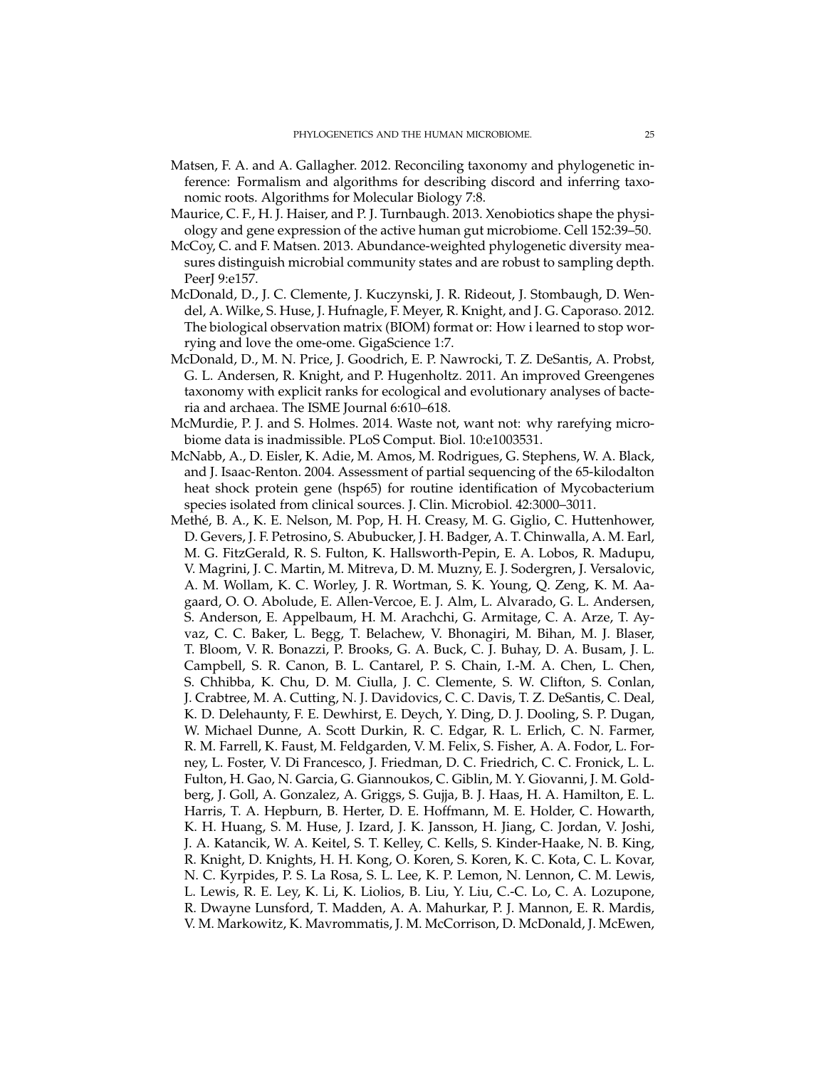Matsen, F. A. and A. Gallagher. 2012. Reconciling taxonomy and phylogenetic inference: Formalism and algorithms for describing discord and inferring taxonomic roots. Algorithms for Molecular Biology 7:8.

Maurice, C. F., H. J. Haiser, and P. J. Turnbaugh. 2013. Xenobiotics shape the physiology and gene expression of the active human gut microbiome. Cell 152:39–50.

McCoy, C. and F. Matsen. 2013. Abundance-weighted phylogenetic diversity measures distinguish microbial community states and are robust to sampling depth. PeerJ 9:e157.

McDonald, D., J. C. Clemente, J. Kuczynski, J. R. Rideout, J. Stombaugh, D. Wendel, A. Wilke, S. Huse, J. Hufnagle, F. Meyer, R. Knight, and J. G. Caporaso. 2012. The biological observation matrix (BIOM) format or: How i learned to stop worrying and love the ome-ome. GigaScience 1:7.

McDonald, D., M. N. Price, J. Goodrich, E. P. Nawrocki, T. Z. DeSantis, A. Probst, G. L. Andersen, R. Knight, and P. Hugenholtz. 2011. An improved Greengenes taxonomy with explicit ranks for ecological and evolutionary analyses of bacteria and archaea. The ISME Journal 6:610–618.

McMurdie, P. J. and S. Holmes. 2014. Waste not, want not: why rarefying microbiome data is inadmissible. PLoS Comput. Biol. 10:e1003531.

McNabb, A., D. Eisler, K. Adie, M. Amos, M. Rodrigues, G. Stephens, W. A. Black, and J. Isaac-Renton. 2004. Assessment of partial sequencing of the 65-kilodalton heat shock protein gene (hsp65) for routine identification of Mycobacterium species isolated from clinical sources. J. Clin. Microbiol. 42:3000–3011.

Methé, B. A., K. E. Nelson, M. Pop, H. H. Creasy, M. G. Giglio, C. Huttenhower, D. Gevers, J. F. Petrosino, S. Abubucker, J. H. Badger, A. T. Chinwalla, A. M. Earl, M. G. FitzGerald, R. S. Fulton, K. Hallsworth-Pepin, E. A. Lobos, R. Madupu, V. Magrini, J. C. Martin, M. Mitreva, D. M. Muzny, E. J. Sodergren, J. Versalovic, A. M. Wollam, K. C. Worley, J. R. Wortman, S. K. Young, Q. Zeng, K. M. Aagaard, O. O. Abolude, E. Allen-Vercoe, E. J. Alm, L. Alvarado, G. L. Andersen, S. Anderson, E. Appelbaum, H. M. Arachchi, G. Armitage, C. A. Arze, T. Ayvaz, C. C. Baker, L. Begg, T. Belachew, V. Bhonagiri, M. Bihan, M. J. Blaser, T. Bloom, V. R. Bonazzi, P. Brooks, G. A. Buck, C. J. Buhay, D. A. Busam, J. L. Campbell, S. R. Canon, B. L. Cantarel, P. S. Chain, I.-M. A. Chen, L. Chen, S. Chhibba, K. Chu, D. M. Ciulla, J. C. Clemente, S. W. Clifton, S. Conlan, J. Crabtree, M. A. Cutting, N. J. Davidovics, C. C. Davis, T. Z. DeSantis, C. Deal, K. D. Delehaunty, F. E. Dewhirst, E. Deych, Y. Ding, D. J. Dooling, S. P. Dugan, W. Michael Dunne, A. Scott Durkin, R. C. Edgar, R. L. Erlich, C. N. Farmer, R. M. Farrell, K. Faust, M. Feldgarden, V. M. Felix, S. Fisher, A. A. Fodor, L. Forney, L. Foster, V. Di Francesco, J. Friedman, D. C. Friedrich, C. C. Fronick, L. L. Fulton, H. Gao, N. Garcia, G. Giannoukos, C. Giblin, M. Y. Giovanni, J. M. Goldberg, J. Goll, A. Gonzalez, A. Griggs, S. Gujja, B. J. Haas, H. A. Hamilton, E. L. Harris, T. A. Hepburn, B. Herter, D. E. Hoffmann, M. E. Holder, C. Howarth, K. H. Huang, S. M. Huse, J. Izard, J. K. Jansson, H. Jiang, C. Jordan, V. Joshi, J. A. Katancik, W. A. Keitel, S. T. Kelley, C. Kells, S. Kinder-Haake, N. B. King, R. Knight, D. Knights, H. H. Kong, O. Koren, S. Koren, K. C. Kota, C. L. Kovar, N. C. Kyrpides, P. S. La Rosa, S. L. Lee, K. P. Lemon, N. Lennon, C. M. Lewis, L. Lewis, R. E. Ley, K. Li, K. Liolios, B. Liu, Y. Liu, C.-C. Lo, C. A. Lozupone, R. Dwayne Lunsford, T. Madden, A. A. Mahurkar, P. J. Mannon, E. R. Mardis, V. M. Markowitz, K. Mavrommatis, J. M. McCorrison, D. McDonald, J. McEwen,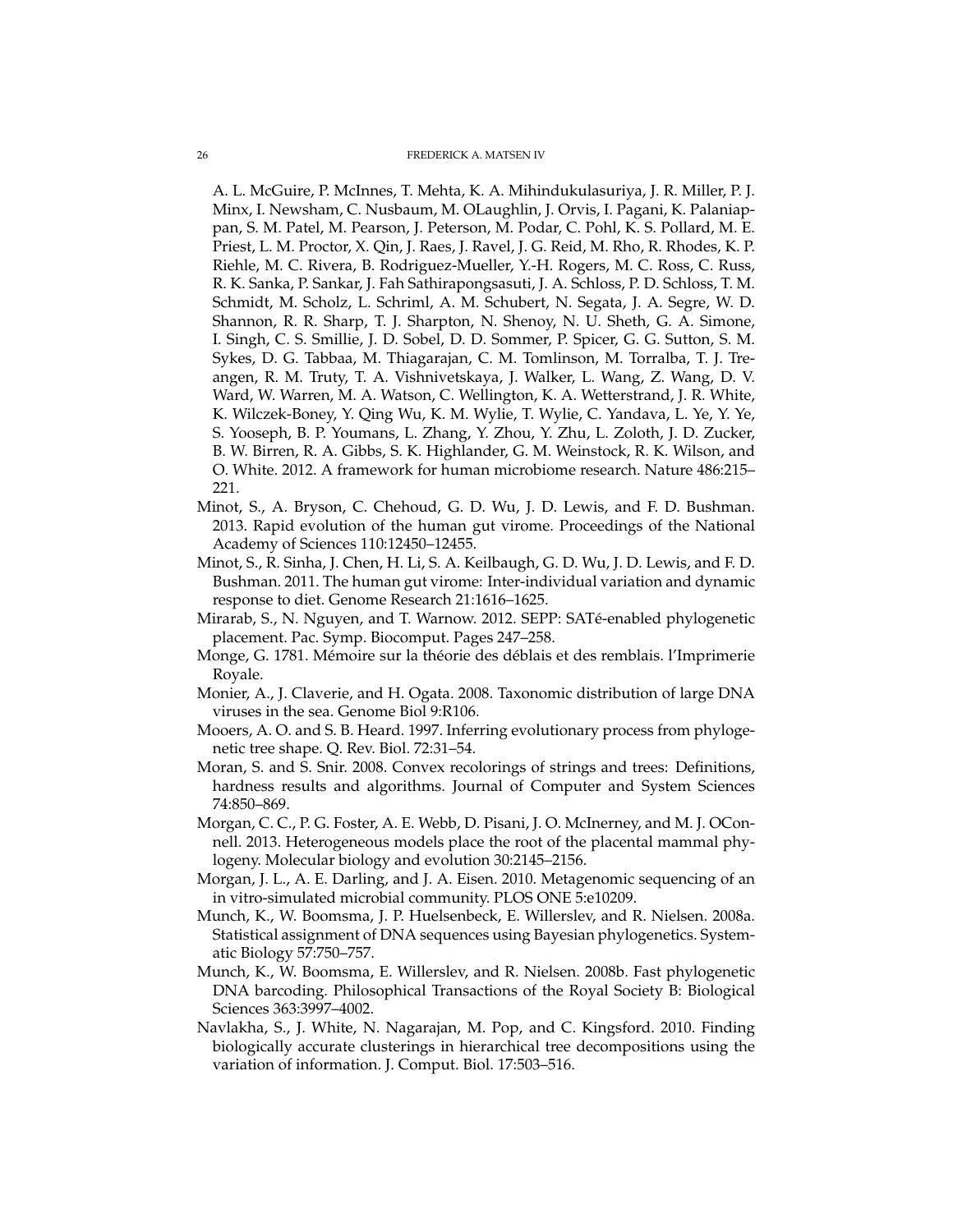A. L. McGuire, P. McInnes, T. Mehta, K. A. Mihindukulasuriya, J. R. Miller, P. J. Minx, I. Newsham, C. Nusbaum, M. OLaughlin, J. Orvis, I. Pagani, K. Palaniappan, S. M. Patel, M. Pearson, J. Peterson, M. Podar, C. Pohl, K. S. Pollard, M. E. Priest, L. M. Proctor, X. Qin, J. Raes, J. Ravel, J. G. Reid, M. Rho, R. Rhodes, K. P. Riehle, M. C. Rivera, B. Rodriguez-Mueller, Y.-H. Rogers, M. C. Ross, C. Russ, R. K. Sanka, P. Sankar, J. Fah Sathirapongsasuti, J. A. Schloss, P. D. Schloss, T. M. Schmidt, M. Scholz, L. Schriml, A. M. Schubert, N. Segata, J. A. Segre, W. D. Shannon, R. R. Sharp, T. J. Sharpton, N. Shenoy, N. U. Sheth, G. A. Simone, I. Singh, C. S. Smillie, J. D. Sobel, D. D. Sommer, P. Spicer, G. G. Sutton, S. M. Sykes, D. G. Tabbaa, M. Thiagarajan, C. M. Tomlinson, M. Torralba, T. J. Treangen, R. M. Truty, T. A. Vishnivetskaya, J. Walker, L. Wang, Z. Wang, D. V. Ward, W. Warren, M. A. Watson, C. Wellington, K. A. Wetterstrand, J. R. White, K. Wilczek-Boney, Y. Qing Wu, K. M. Wylie, T. Wylie, C. Yandava, L. Ye, Y. Ye, S. Yooseph, B. P. Youmans, L. Zhang, Y. Zhou, Y. Zhu, L. Zoloth, J. D. Zucker, B. W. Birren, R. A. Gibbs, S. K. Highlander, G. M. Weinstock, R. K. Wilson, and O. White. 2012. A framework for human microbiome research. Nature 486:215–221.

Minot, S., A. Bryson, C. Chehoud, G. D. Wu, J. D. Lewis, and F. D. Bushman. 2013. Rapid evolution of the human gut virome. Proceedings of the National Academy of Sciences 110:12450–12455.

Minot, S., R. Sinha, J. Chen, H. Li, S. A. Keilbaugh, G. D. Wu, J. D. Lewis, and F. D. Bushman. 2011. The human gut virome: Inter-individual variation and dynamic response to diet. Genome Research 21:1616–1625.

Mirarab, S., N. Nguyen, and T. Warnow. 2012. SEPP: SATé-enabled phylogenetic placement. Pac. Symp. Biocomput. Pages 247–258.

Monge, G. 1781. Mémoire sur la théorie des déblais et des remblais. l'Imprimerie Royale.

Monier, A., J. Claverie, and H. Ogata. 2008. Taxonomic distribution of large DNA viruses in the sea. Genome Biol 9:R106.

Mooers, A. O. and S. B. Heard. 1997. Inferring evolutionary process from phylogenetic tree shape. Q. Rev. Biol. 72:31–54.

Moran, S. and S. Snir. 2008. Convex recolorings of strings and trees: Definitions, hardness results and algorithms. Journal of Computer and System Sciences 74:850–869.

Morgan, C. C., P. G. Foster, A. E. Webb, D. Pisani, J. O. McInerney, and M. J. OConnell. 2013. Heterogeneous models place the root of the placental mammal phylogeny. Molecular biology and evolution 30:2145–2156.

Morgan, J. L., A. E. Darling, and J. A. Eisen. 2010. Metagenomic sequencing of an in vitro-simulated microbial community. PLOS ONE 5:e10209.

Munch, K., W. Boomsma, J. P. Huelsenbeck, E. Willerslev, and R. Nielsen. 2008a. Statistical assignment of DNA sequences using Bayesian phylogenetics. Systematic Biology 57:750–757.

Munch, K., W. Boomsma, E. Willerslev, and R. Nielsen. 2008b. Fast phylogenetic DNA barcoding. Philosophical Transactions of the Royal Society B: Biological Sciences 363:3997–4002.

Navlakha, S., J. White, N. Nagarajan, M. Pop, and C. Kingsford. 2010. Finding biologically accurate clusterings in hierarchical tree decompositions using the variation of information. J. Comput. Biol. 17:503–516.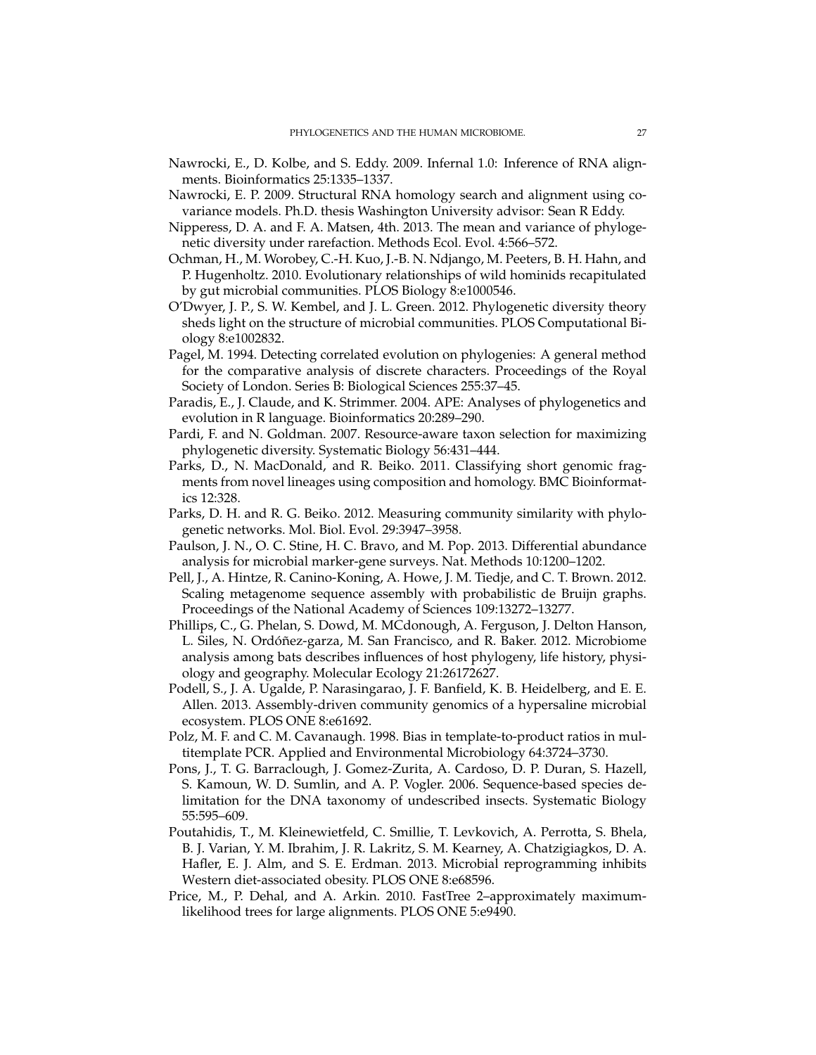Nawrocki, E., D. Kolbe, and S. Eddy. 2009. Infernal 1.0: Inference of RNA alignments. Bioinformatics 25:1335–1337.

Nawrocki, E. P. 2009. Structural RNA homology search and alignment using covariance models. Ph.D. thesis Washington University advisor: Sean R Eddy.

Nipperess, D. A. and F. A. Matsen, 4th. 2013. The mean and variance of phylogenetic diversity under rarefaction. Methods Ecol. Evol. 4:566–572.

Ochman, H., M. Worobey, C.-H. Kuo, J.-B. N. Ndjango, M. Peeters, B. H. Hahn, and P. Hugenholtz. 2010. Evolutionary relationships of wild hominids recapitulated by gut microbial communities. PLOS Biology 8:e1000546.

O'Dwyer, J. P., S. W. Kembel, and J. L. Green. 2012. Phylogenetic diversity theory sheds light on the structure of microbial communities. PLOS Computational Biology 8:e1002832.

Pagel, M. 1994. Detecting correlated evolution on phylogenies: A general method for the comparative analysis of discrete characters. Proceedings of the Royal Society of London. Series B: Biological Sciences 255:37–45.

Paradis, E., J. Claude, and K. Strimmer. 2004. APE: Analyses of phylogenetics and evolution in R language. Bioinformatics 20:289–290.

Pardi, F. and N. Goldman. 2007. Resource-aware taxon selection for maximizing phylogenetic diversity. Systematic Biology 56:431–444.

Parks, D., N. MacDonald, and R. Beiko. 2011. Classifying short genomic fragments from novel lineages using composition and homology. BMC Bioinformatics 12:328.

Parks, D. H. and R. G. Beiko. 2012. Measuring community similarity with phylogenetic networks. Mol. Biol. Evol. 29:3947–3958.

Paulson, J. N., O. C. Stine, H. C. Bravo, and M. Pop. 2013. Differential abundance analysis for microbial marker-gene surveys. Nat. Methods 10:1200–1202.

Pell, J., A. Hintze, R. Canino-Koning, A. Howe, J. M. Tiedje, and C. T. Brown. 2012. Scaling metagenome sequence assembly with probabilistic de Bruijn graphs. Proceedings of the National Academy of Sciences 109:13272–13277.

Phillips, C., G. Phelan, S. Dowd, M. MCdonough, A. Ferguson, J. Delton Hanson, L. Siles, N. Ordóñez-garza, M. San Francisco, and R. Baker. 2012. Microbiome analysis among bats describes influences of host phylogeny, life history, physiology and geography. Molecular Ecology 21:26172627.

Podell, S., J. A. Ugalde, P. Narasingarao, J. F. Banfield, K. B. Heidelberg, and E. E. Allen. 2013. Assembly-driven community genomics of a hypersaline microbial ecosystem. PLOS ONE 8:e61692.

Polz, M. F. and C. M. Cavanaugh. 1998. Bias in template-to-product ratios in multitemplate PCR. Applied and Environmental Microbiology 64:3724–3730.

Pons, J., T. G. Barraclough, J. Gomez-Zurita, A. Cardoso, D. P. Duran, S. Hazell, S. Kamoun, W. D. Sumlin, and A. P. Vogler. 2006. Sequence-based species delimitation for the DNA taxonomy of undescribed insects. Systematic Biology 55:595–609.

Poutahidis, T., M. Kleinewietfeld, C. Smillie, T. Levkovich, A. Perrotta, S. Bhela, B. J. Varian, Y. M. Ibrahim, J. R. Lakritz, S. M. Kearney, A. Chatzigiagkos, D. A. Hafler, E. J. Alm, and S. E. Erdman. 2013. Microbial reprogramming inhibits Western diet-associated obesity. PLOS ONE 8:e68596.

Price, M., P. Dehal, and A. Arkin. 2010. FastTree 2–approximately maximum-likelihood trees for large alignments. PLOS ONE 5:e9490.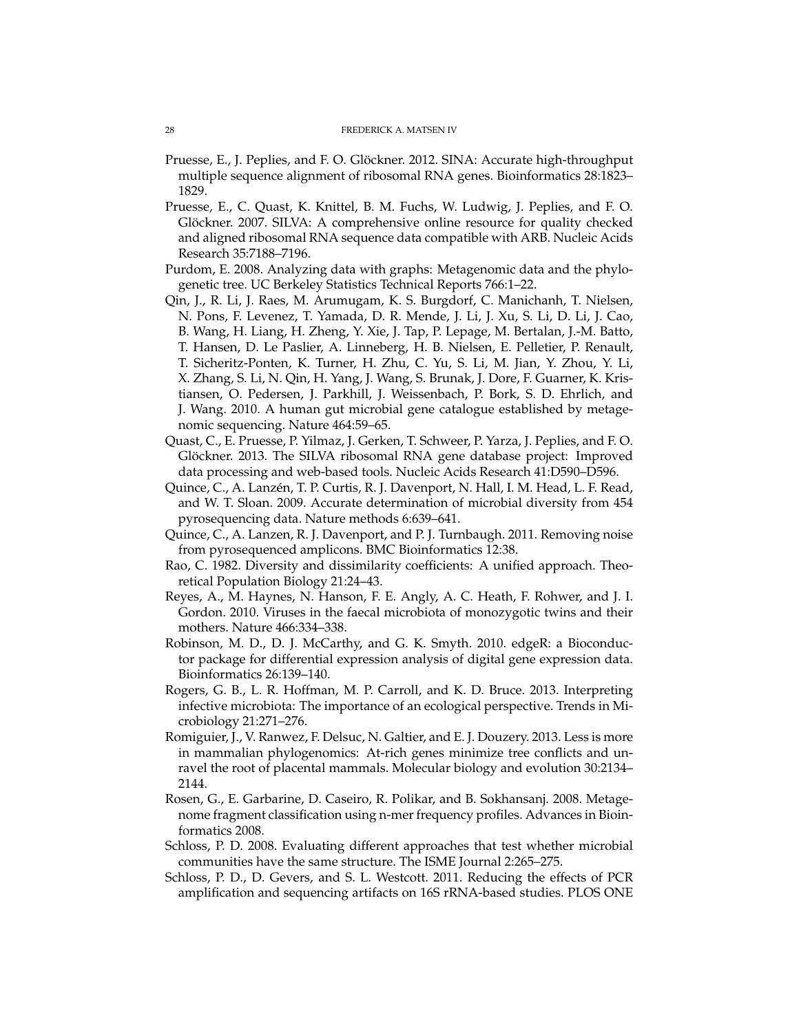Pruesse, E., J. Peplies, and F. O. Glöckner. 2012. SINA: Accurate high-throughput multiple sequence alignment of ribosomal RNA genes. Bioinformatics 28:1823–1829.

Pruesse, E., C. Quast, K. Knittel, B. M. Fuchs, W. Ludwig, J. Peplies, and F. O. Glöckner. 2007. SILVA: A comprehensive online resource for quality checked and aligned ribosomal RNA sequence data compatible with ARB. Nucleic Acids Research 35:7188–7196.

Purdom, E. 2008. Analyzing data with graphs: Metagenomic data and the phylogenetic tree. UC Berkeley Statistics Technical Reports 766:1–22.

Qin, J., R. Li, J. Raes, M. Arumugam, K. S. Burgdorf, C. Manichanh, T. Nielsen, N. Pons, F. Levenez, T. Yamada, D. R. Mende, J. Li, J. Xu, S. Li, D. Li, J. Cao, B. Wang, H. Liang, H. Zheng, Y. Xie, J. Tap, P. Lepage, M. Bertalan, J.-M. Batto, T. Hansen, D. Le Paslier, A. Linneberg, H. B. Nielsen, E. Pelletier, P. Renault, T. Sicheritz-Ponten, K. Turner, H. Zhu, C. Yu, S. Li, M. Jian, Y. Zhou, Y. Li, X. Zhang, S. Li, N. Qin, H. Yang, J. Wang, S. Brunak, J. Dore, F. Guarner, K. Kristiansen, O. Pedersen, J. Parkhill, J. Weissenbach, P. Bork, S. D. Ehrlich, and J. Wang. 2010. A human gut microbial gene catalogue established by metagenomic sequencing. Nature 464:59–65.

Quast, C., E. Pruesse, P. Yilmaz, J. Gerken, T. Schweer, P. Yarza, J. Peplies, and F. O. Glöckner. 2013. The SILVA ribosomal RNA gene database project: Improved data processing and web-based tools. Nucleic Acids Research 41:D590–D596.

Quince, C., A. Lanzén, T. P. Curtis, R. J. Davenport, N. Hall, I. M. Head, L. F. Read, and W. T. Sloan. 2009. Accurate determination of microbial diversity from 454 pyrosequencing data. Nature methods 6:639–641.

Quince, C., A. Lanzen, R. J. Davenport, and P. J. Turnbaugh. 2011. Removing noise from pyrosequenced amplicons. BMC Bioinformatics 12:38.

Rao, C. 1982. Diversity and dissimilarity coefficients: A unified approach. Theoretical Population Biology 21:24–43.

Reyes, A., M. Haynes, N. Hanson, F. E. Angly, A. C. Heath, F. Rohwer, and J. I. Gordon. 2010. Viruses in the faecal microbiota of monozygotic twins and their mothers. Nature 466:334–338.

Robinson, M. D., D. J. McCarthy, and G. K. Smyth. 2010. edgeR: a Bioconductor package for differential expression analysis of digital gene expression data. Bioinformatics 26:139–140.

Rogers, G. B., L. R. Hoffman, M. P. Carroll, and K. D. Bruce. 2013. Interpreting infective microbiota: The importance of an ecological perspective. Trends in Microbiology 21:271–276.

Romiguier, J., V. Ranwez, F. Delsuc, N. Galtier, and E. J. Douzery. 2013. Less is more in mammalian phylogenomics: At-rich genes minimize tree conflicts and unravel the root of placental mammals. Molecular biology and evolution 30:2134–2144.

Rosen, G., E. Garbarine, D. Caseiro, R. Polikar, and B. Sokhansanj. 2008. Metagenome fragment classification using n-mer frequency profiles. Advances in Bioinformatics 2008.

Schloss, P. D. 2008. Evaluating different approaches that test whether microbial communities have the same structure. The ISME Journal 2:265–275.

Schloss, P. D., D. Gevers, and S. L. Westcott. 2011. Reducing the effects of PCR amplification and sequencing artifacts on 16S rRNA-based studies. PLOS ONE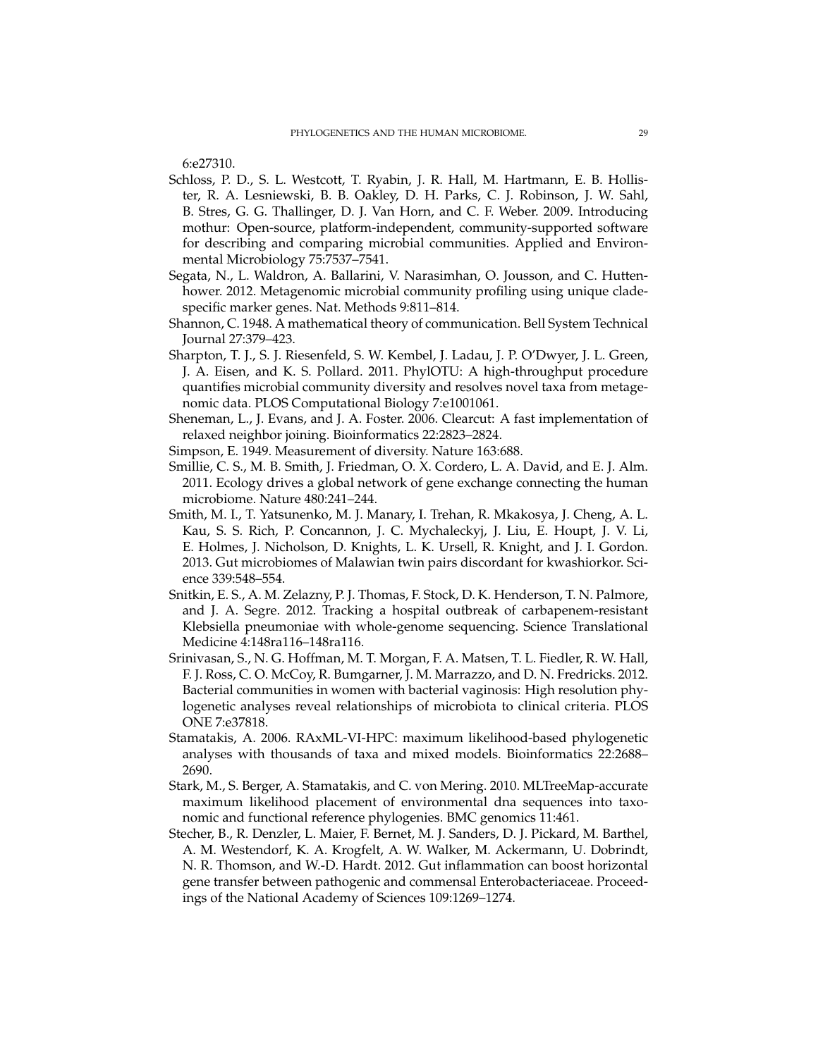6:e27310.

Schloss, P. D., S. L. Westcott, T. Ryabin, J. R. Hall, M. Hartmann, E. B. Hollister, R. A. Lesniewski, B. B. Oakley, D. H. Parks, C. J. Robinson, J. W. Sahl, B. Stres, G. G. Thallinger, D. J. Van Horn, and C. F. Weber. 2009. Introducing mothur: Open-source, platform-independent, community-supported software for describing and comparing microbial communities. Applied and Environmental Microbiology 75:7537–7541.

Segata, N., L. Waldron, A. Ballarini, V. Narasimhan, O. Jousson, and C. Huttenhower. 2012. Metagenomic microbial community profiling using unique clade-specific marker genes. Nat. Methods 9:811–814.

Shannon, C. 1948. A mathematical theory of communication. Bell System Technical Journal 27:379–423.

Sharpton, T. J., S. J. Riesenfeld, S. W. Kembel, J. Ladau, J. P. O'Dwyer, J. L. Green, J. A. Eisen, and K. S. Pollard. 2011. PhylOTU: A high-throughput procedure quantifies microbial community diversity and resolves novel taxa from metagenomic data. PLOS Computational Biology 7:e1001061.

Sheneman, L., J. Evans, and J. A. Foster. 2006. Clearcut: A fast implementation of relaxed neighbor joining. Bioinformatics 22:2823–2824.

Simpson, E. 1949. Measurement of diversity. Nature 163:688.

Smillie, C. S., M. B. Smith, J. Friedman, O. X. Cordero, L. A. David, and E. J. Alm. 2011. Ecology drives a global network of gene exchange connecting the human microbiome. Nature 480:241–244.

Smith, M. I., T. Yatsunenko, M. J. Manary, I. Trehan, R. Mkakosya, J. Cheng, A. L. Kau, S. S. Rich, P. Concannon, J. C. Mychaleckyj, J. Liu, E. Houpt, J. V. Li, E. Holmes, J. Nicholson, D. Knights, L. K. Ursell, R. Knight, and J. I. Gordon. 2013. Gut microbiomes of Malawian twin pairs discordant for kwashiorkor. Science 339:548–554.

Snitkin, E. S., A. M. Zelazny, P. J. Thomas, F. Stock, D. K. Henderson, T. N. Palmore, and J. A. Segre. 2012. Tracking a hospital outbreak of carbapenem-resistant Klebsiella pneumoniae with whole-genome sequencing. Science Translational Medicine 4:148ra116–148ra116.

Srinivasan, S., N. G. Hoffman, M. T. Morgan, F. A. Matsen, T. L. Fiedler, R. W. Hall, F. J. Ross, C. O. McCoy, R. Bumgarner, J. M. Marrazzo, and D. N. Fredricks. 2012. Bacterial communities in women with bacterial vaginosis: High resolution phylogenetic analyses reveal relationships of microbiota to clinical criteria. PLOS ONE 7:e37818.

Stamatakis, A. 2006. RAxML-VI-HPC: maximum likelihood-based phylogenetic analyses with thousands of taxa and mixed models. Bioinformatics 22:2688–2690.

Stark, M., S. Berger, A. Stamatakis, and C. von Mering. 2010. MLTreeMap-accurate maximum likelihood placement of environmental dna sequences into taxonomic and functional reference phylogenies. BMC genomics 11:461.

Stecher, B., R. Denzler, L. Maier, F. Bernet, M. J. Sanders, D. J. Pickard, M. Barthel, A. M. Westendorf, K. A. Krogfelt, A. W. Walker, M. Ackermann, U. Dobrindt, N. R. Thomson, and W.-D. Hardt. 2012. Gut inflammation can boost horizontal gene transfer between pathogenic and commensal Enterobacteriaceae. Proceedings of the National Academy of Sciences 109:1269–1274.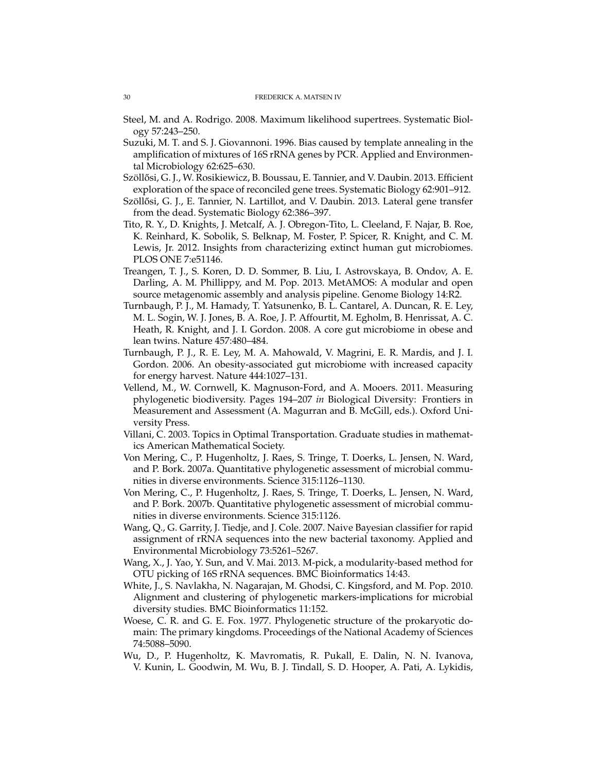Steel, M. and A. Rodrigo. 2008. Maximum likelihood supertrees. Systematic Biology 57:243–250.

Suzuki, M. T. and S. J. Giovannoni. 1996. Bias caused by template annealing in the amplification of mixtures of 16S rRNA genes by PCR. Applied and Environmental Microbiology 62:625–630.

Szöllősi, G. J., W. Rosikiewicz, B. Boussau, E. Tannier, and V. Daubin. 2013. Efficient exploration of the space of reconciled gene trees. Systematic Biology 62:901–912.

Szöllősi, G. J., E. Tannier, N. Lartillot, and V. Daubin. 2013. Lateral gene transfer from the dead. Systematic Biology 62:386–397.

Tito, R. Y., D. Knights, J. Metcalf, A. J. Obregon-Tito, L. Cleeland, F. Najar, B. Roe, K. Reinhard, K. Sobolik, S. Belknap, M. Foster, P. Spicer, R. Knight, and C. M. Lewis, Jr. 2012. Insights from characterizing extinct human gut microbiomes. PLOS ONE 7:e51146.

Treangen, T. J., S. Koren, D. D. Sommer, B. Liu, I. Astrovskaya, B. Ondov, A. E. Darling, A. M. Phillippy, and M. Pop. 2013. MetAMOS: A modular and open source metagenomic assembly and analysis pipeline. Genome Biology 14:R2.

Turnbaugh, P. J., M. Hamady, T. Yatsunenko, B. L. Cantarel, A. Duncan, R. E. Ley, M. L. Sogin, W. J. Jones, B. A. Roe, J. P. Affourtit, M. Egholm, B. Henrissat, A. C. Heath, R. Knight, and J. I. Gordon. 2008. A core gut microbiome in obese and lean twins. Nature 457:480–484.

Turnbaugh, P. J., R. E. Ley, M. A. Mahowald, V. Magrini, E. R. Mardis, and J. I. Gordon. 2006. An obesity-associated gut microbiome with increased capacity for energy harvest. Nature 444:1027–131.

Vellend, M., W. Cornwell, K. Magnuson-Ford, and A. Mooers. 2011. Measuring phylogenetic biodiversity. Pages 194–207 *in* Biological Diversity: Frontiers in Measurement and Assessment (A. Magurran and B. McGill, eds.). Oxford University Press.

Villani, C. 2003. Topics in Optimal Transportation. Graduate studies in mathematics American Mathematical Society.

Von Mering, C., P. Hugenholtz, J. Raes, S. Tringe, T. Doerks, L. Jensen, N. Ward, and P. Bork. 2007a. Quantitative phylogenetic assessment of microbial communities in diverse environments. Science 315:1126–1130.

Von Mering, C., P. Hugenholtz, J. Raes, S. Tringe, T. Doerks, L. Jensen, N. Ward, and P. Bork. 2007b. Quantitative phylogenetic assessment of microbial communities in diverse environments. Science 315:1126.

Wang, Q., G. Garrity, J. Tiedje, and J. Cole. 2007. Naive Bayesian classifier for rapid assignment of rRNA sequences into the new bacterial taxonomy. Applied and Environmental Microbiology 73:5261–5267.

Wang, X., J. Yao, Y. Sun, and V. Mai. 2013. M-pick, a modularity-based method for OTU picking of 16S rRNA sequences. BMC Bioinformatics 14:43.

White, J., S. Navlakha, N. Nagarajan, M. Ghodsi, C. Kingsford, and M. Pop. 2010. Alignment and clustering of phylogenetic markers-implications for microbial diversity studies. BMC Bioinformatics 11:152.

Woese, C. R. and G. E. Fox. 1977. Phylogenetic structure of the prokaryotic domain: The primary kingdoms. Proceedings of the National Academy of Sciences 74:5088–5090.

Wu, D., P. Hugenholtz, K. Mavromatis, R. Pukall, E. Dalin, N. N. Ivanova, V. Kunin, L. Goodwin, M. Wu, B. J. Tindall, S. D. Hooper, A. Pati, A. Lykidis,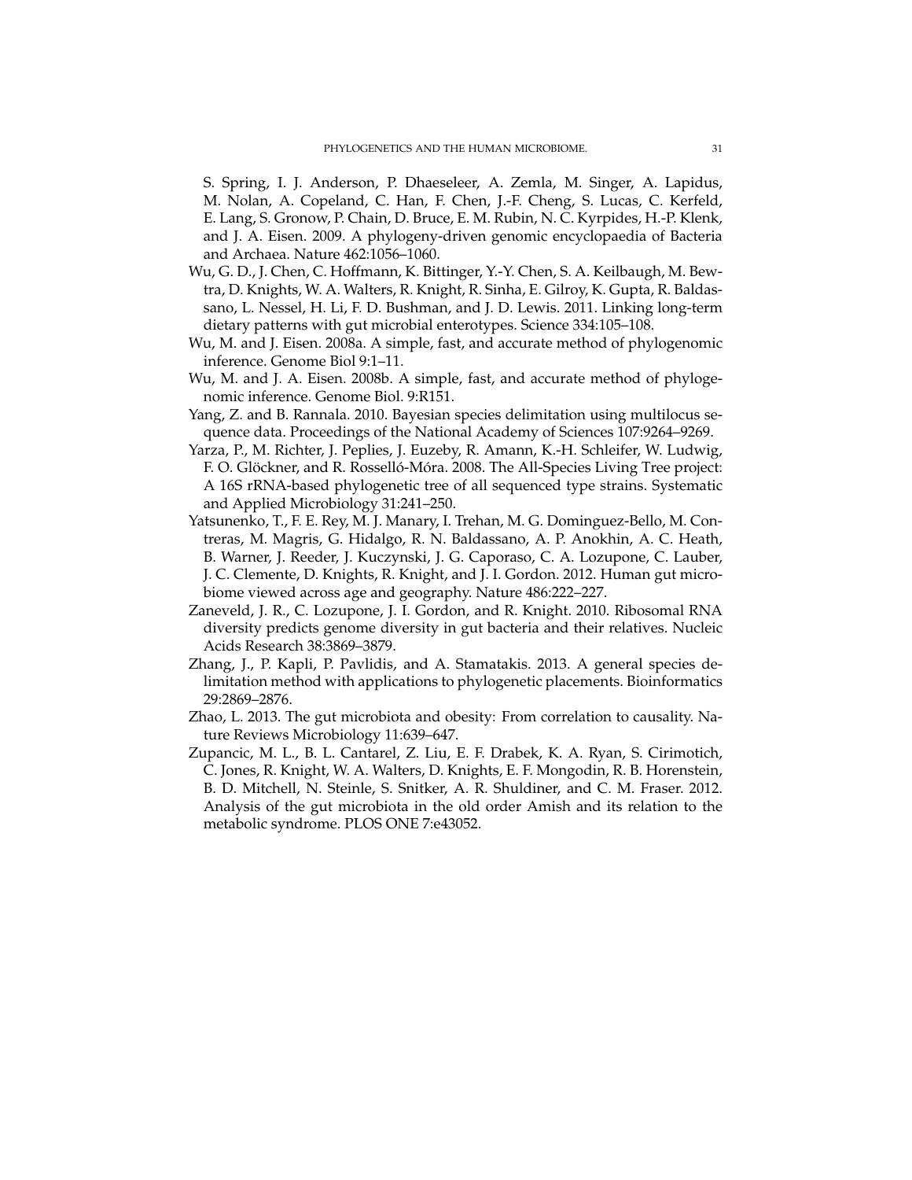S. Spring, I. J. Anderson, P. Dhaeseleer, A. Zemla, M. Singer, A. Lapidus, M. Nolan, A. Copeland, C. Han, F. Chen, J.-F. Cheng, S. Lucas, C. Kerfeld, E. Lang, S. Gronow, P. Chain, D. Bruce, E. M. Rubin, N. C. Kyrpides, H.-P. Klenk, and J. A. Eisen. 2009. A phylogeny-driven genomic encyclopaedia of Bacteria and Archaea. Nature 462:1056–1060.

Wu, G. D., J. Chen, C. Hoffmann, K. Bittinger, Y.-Y. Chen, S. A. Keilbaugh, M. Bewtra, D. Knights, W. A. Walters, R. Knight, R. Sinha, E. Gilroy, K. Gupta, R. Baldassano, L. Nessel, H. Li, F. D. Bushman, and J. D. Lewis. 2011. Linking long-term dietary patterns with gut microbial enterotypes. Science 334:105–108.

Wu, M. and J. Eisen. 2008a. A simple, fast, and accurate method of phylogenomic inference. Genome Biol 9:1–11.

Wu, M. and J. A. Eisen. 2008b. A simple, fast, and accurate method of phylogenomic inference. Genome Biol. 9:R151.

Yang, Z. and B. Rannala. 2010. Bayesian species delimitation using multilocus sequence data. Proceedings of the National Academy of Sciences 107:9264–9269.

Yarza, P., M. Richter, J. Peplies, J. Euzeby, R. Amann, K.-H. Schleifer, W. Ludwig, F. O. Glöckner, and R. Rosselló-Móra. 2008. The All-Species Living Tree project: A 16S rRNA-based phylogenetic tree of all sequenced type strains. Systematic and Applied Microbiology 31:241–250.

Yatsunenko, T., F. E. Rey, M. J. Manary, I. Trehan, M. G. Dominguez-Bello, M. Contreras, M. Magris, G. Hidalgo, R. N. Baldassano, A. P. Anokhin, A. C. Heath, B. Warner, J. Reeder, J. Kuczynski, J. G. Caporaso, C. A. Lozupone, C. Lauber, J. C. Clemente, D. Knights, R. Knight, and J. I. Gordon. 2012. Human gut microbiome viewed across age and geography. Nature 486:222–227.

Zaneveld, J. R., C. Lozupone, J. I. Gordon, and R. Knight. 2010. Ribosomal RNA diversity predicts genome diversity in gut bacteria and their relatives. Nucleic Acids Research 38:3869–3879.

Zhang, J., P. Kapli, P. Pavlidis, and A. Stamatakis. 2013. A general species delimitation method with applications to phylogenetic placements. Bioinformatics 29:2869–2876.

Zhao, L. 2013. The gut microbiota and obesity: From correlation to causality. Nature Reviews Microbiology 11:639–647.

Zupancic, M. L., B. L. Cantarel, Z. Liu, E. F. Drabek, K. A. Ryan, S. Cirimotich, C. Jones, R. Knight, W. A. Walters, D. Knights, E. F. Mongodin, R. B. Horenstein, B. D. Mitchell, N. Steinle, S. Snitker, A. R. Shuldiner, and C. M. Fraser. 2012. Analysis of the gut microbiota in the old order Amish and its relation to the metabolic syndrome. PLOS ONE 7:e43052.